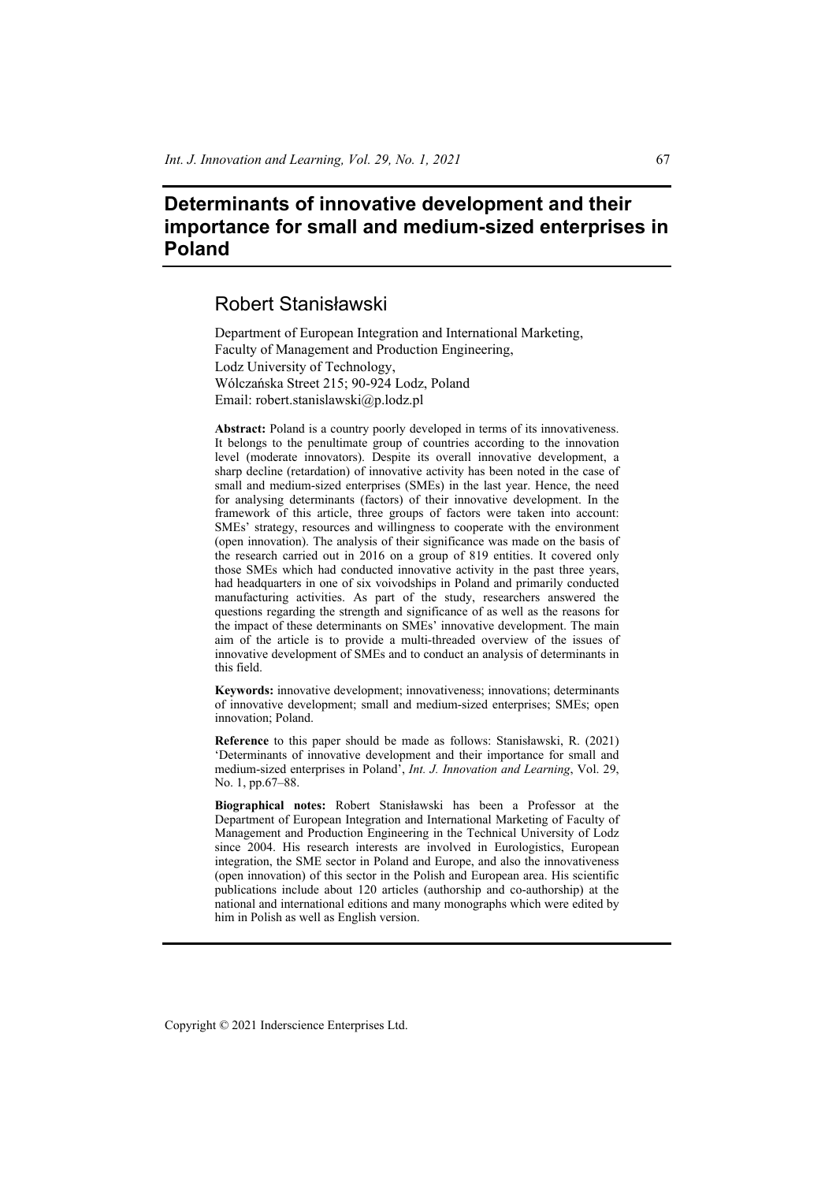# Determinants of innovative development and their importance for small and medium-sized enterprises in Poland

## Robert Stanisławski

Department of European Integration and International Marketing,
Faculty of Management and Production Engineering,
Lodz University of Technology,
Wólczańska Street 215; 90-924 Lodz, Poland
Email: robert.stanislawski@p.lodz.pl

**Abstract:** Poland is a country poorly developed in terms of its innovativeness. It belongs to the penultimate group of countries according to the innovation level (moderate innovators). Despite its overall innovative development, a sharp decline (retardation) of innovative activity has been noted in the case of small and medium-sized enterprises (SMEs) in the last year. Hence, the need for analysing determinants (factors) of their innovative development. In the framework of this article, three groups of factors were taken into account: SMEs' strategy, resources and willingness to cooperate with the environment (open innovation). The analysis of their significance was made on the basis of the research carried out in 2016 on a group of 819 entities. It covered only those SMEs which had conducted innovative activity in the past three years, had headquarters in one of six voivodships in Poland and primarily conducted manufacturing activities. As part of the study, researchers answered the questions regarding the strength and significance of as well as the reasons for the impact of these determinants on SMEs' innovative development. The main aim of the article is to provide a multi-threaded overview of the issues of innovative development of SMEs and to conduct an analysis of determinants in this field.

**Keywords:** innovative development; innovativeness; innovations; determinants of innovative development; small and medium-sized enterprises; SMEs; open innovation; Poland.

**Reference** to this paper should be made as follows: Stanisławski, R. (2021) 'Determinants of innovative development and their importance for small and medium-sized enterprises in Poland', *Int. J. Innovation and Learning*, Vol. 29, No. 1, pp.67–88.

**Biographical notes:** Robert Stanisławski has been a Professor at the Department of European Integration and International Marketing of Faculty of Management and Production Engineering in the Technical University of Lodz since 2004. His research interests are involved in Eurologistics, European integration, the SME sector in Poland and Europe, and also the innovativeness (open innovation) of this sector in the Polish and European area. His scientific publications include about 120 articles (authorship and co-authorship) at the national and international editions and many monographs which were edited by him in Polish as well as English version.

Copyright © 2021 Inderscience Enterprises Ltd.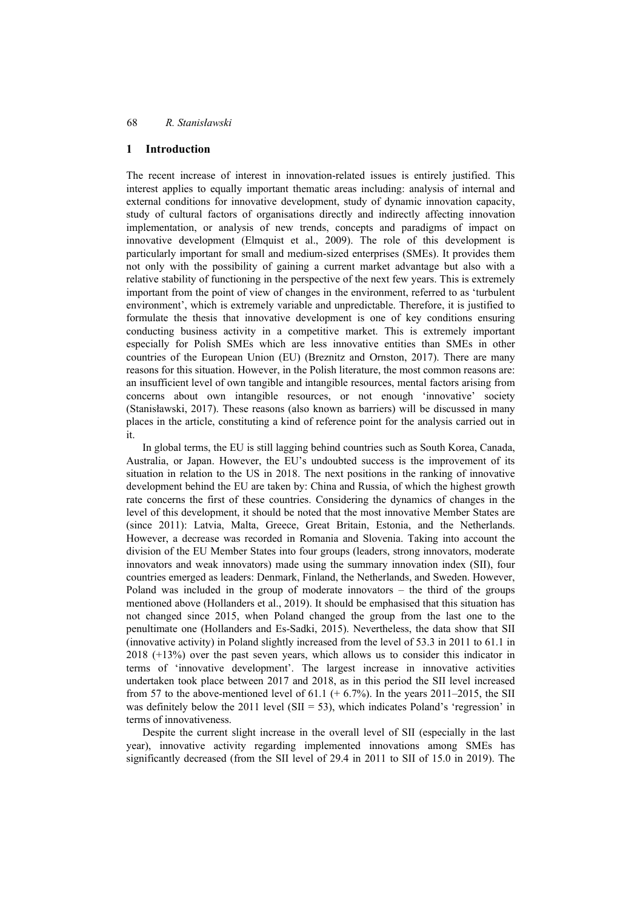## 1 Introduction

The recent increase of interest in innovation-related issues is entirely justified. This interest applies to equally important thematic areas including: analysis of internal and external conditions for innovative development, study of dynamic innovation capacity, study of cultural factors of organisations directly and indirectly affecting innovation implementation, or analysis of new trends, concepts and paradigms of impact on innovative development (Elmquist et al., 2009). The role of this development is particularly important for small and medium-sized enterprises (SMEs). It provides them not only with the possibility of gaining a current market advantage but also with a relative stability of functioning in the perspective of the next few years. This is extremely important from the point of view of changes in the environment, referred to as 'turbulent environment', which is extremely variable and unpredictable. Therefore, it is justified to formulate the thesis that innovative development is one of key conditions ensuring conducting business activity in a competitive market. This is extremely important especially for Polish SMEs which are less innovative entities than SMEs in other countries of the European Union (EU) (Breznitz and Ornston, 2017). There are many reasons for this situation. However, in the Polish literature, the most common reasons are: an insufficient level of own tangible and intangible resources, mental factors arising from concerns about own intangible resources, or not enough 'innovative' society (Stanisławski, 2017). These reasons (also known as barriers) will be discussed in many places in the article, constituting a kind of reference point for the analysis carried out in it.

In global terms, the EU is still lagging behind countries such as South Korea, Canada, Australia, or Japan. However, the EU's undoubted success is the improvement of its situation in relation to the US in 2018. The next positions in the ranking of innovative development behind the EU are taken by: China and Russia, of which the highest growth rate concerns the first of these countries. Considering the dynamics of changes in the level of this development, it should be noted that the most innovative Member States are (since 2011): Latvia, Malta, Greece, Great Britain, Estonia, and the Netherlands. However, a decrease was recorded in Romania and Slovenia. Taking into account the division of the EU Member States into four groups (leaders, strong innovators, moderate innovators and weak innovators) made using the summary innovation index (SII), four countries emerged as leaders: Denmark, Finland, the Netherlands, and Sweden. However, Poland was included in the group of moderate innovators – the third of the groups mentioned above (Hollanders et al., 2019). It should be emphasised that this situation has not changed since 2015, when Poland changed the group from the last one to the penultimate one (Hollanders and Es-Sadki, 2015). Nevertheless, the data show that SII (innovative activity) in Poland slightly increased from the level of 53.3 in 2011 to 61.1 in 2018 (+13%) over the past seven years, which allows us to consider this indicator in terms of 'innovative development'. The largest increase in innovative activities undertaken took place between 2017 and 2018, as in this period the SII level increased from 57 to the above-mentioned level of 61.1 (+ 6.7%). In the years 2011–2015, the SII was definitely below the 2011 level (SII = 53), which indicates Poland's 'regression' in terms of innovativeness.

Despite the current slight increase in the overall level of SII (especially in the last year), innovative activity regarding implemented innovations among SMEs has significantly decreased (from the SII level of 29.4 in 2011 to SII of 15.0 in 2019). The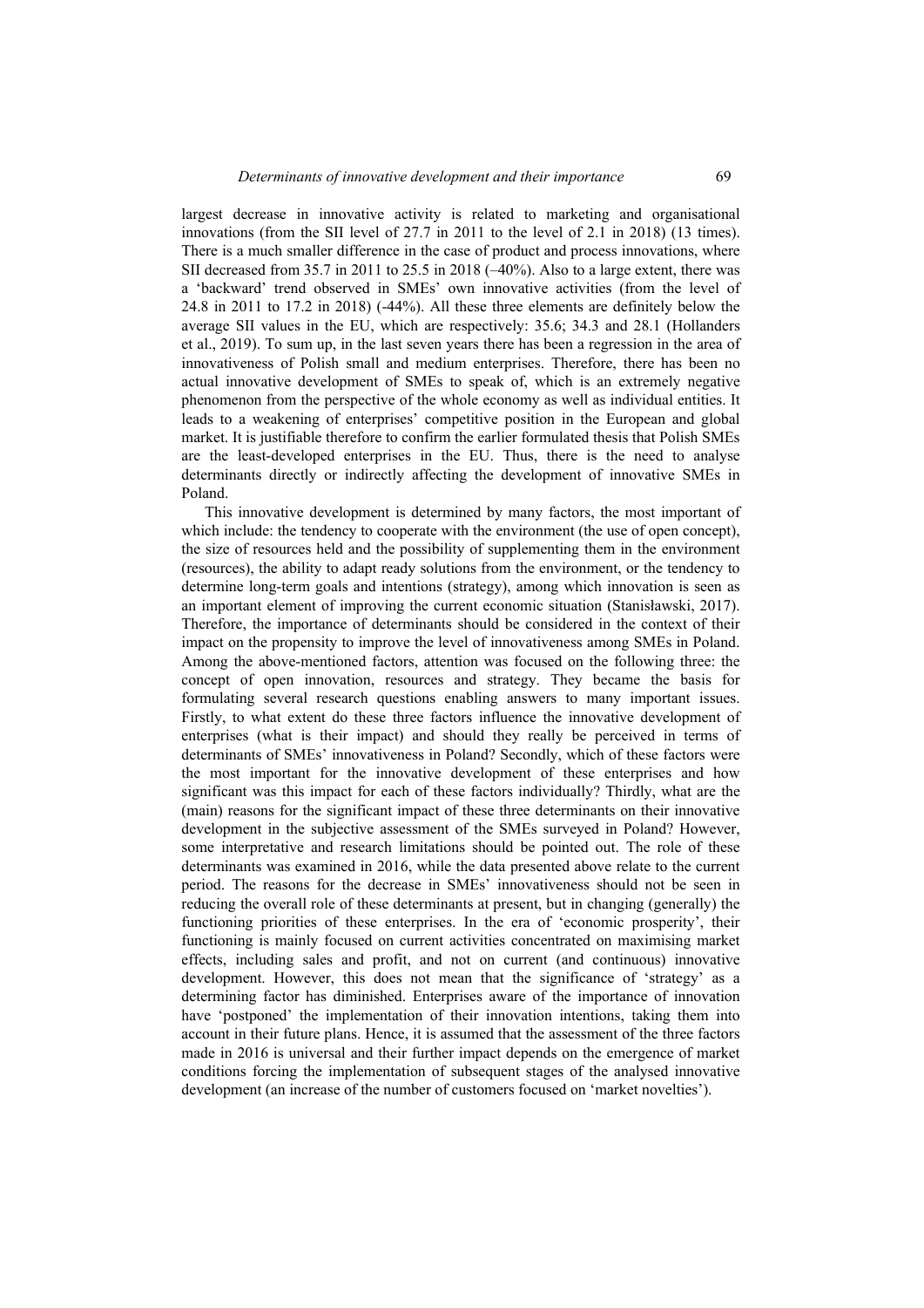largest decrease in innovative activity is related to marketing and organisational innovations (from the SII level of 27.7 in 2011 to the level of 2.1 in 2018) (13 times). There is a much smaller difference in the case of product and process innovations, where SII decreased from 35.7 in 2011 to 25.5 in 2018 (–40%). Also to a large extent, there was a 'backward' trend observed in SMEs' own innovative activities (from the level of 24.8 in 2011 to 17.2 in 2018) (-44%). All these three elements are definitely below the average SII values in the EU, which are respectively: 35.6; 34.3 and 28.1 (Hollanders et al., 2019). To sum up, in the last seven years there has been a regression in the area of innovativeness of Polish small and medium enterprises. Therefore, there has been no actual innovative development of SMEs to speak of, which is an extremely negative phenomenon from the perspective of the whole economy as well as individual entities. It leads to a weakening of enterprises' competitive position in the European and global market. It is justifiable therefore to confirm the earlier formulated thesis that Polish SMEs are the least-developed enterprises in the EU. Thus, there is the need to analyse determinants directly or indirectly affecting the development of innovative SMEs in Poland.

This innovative development is determined by many factors, the most important of which include: the tendency to cooperate with the environment (the use of open concept), the size of resources held and the possibility of supplementing them in the environment (resources), the ability to adapt ready solutions from the environment, or the tendency to determine long-term goals and intentions (strategy), among which innovation is seen as an important element of improving the current economic situation (Stanisławski, 2017). Therefore, the importance of determinants should be considered in the context of their impact on the propensity to improve the level of innovativeness among SMEs in Poland. Among the above-mentioned factors, attention was focused on the following three: the concept of open innovation, resources and strategy. They became the basis for formulating several research questions enabling answers to many important issues. Firstly, to what extent do these three factors influence the innovative development of enterprises (what is their impact) and should they really be perceived in terms of determinants of SMEs' innovativeness in Poland? Secondly, which of these factors were the most important for the innovative development of these enterprises and how significant was this impact for each of these factors individually? Thirdly, what are the (main) reasons for the significant impact of these three determinants on their innovative development in the subjective assessment of the SMEs surveyed in Poland? However, some interpretative and research limitations should be pointed out. The role of these determinants was examined in 2016, while the data presented above relate to the current period. The reasons for the decrease in SMEs' innovativeness should not be seen in reducing the overall role of these determinants at present, but in changing (generally) the functioning priorities of these enterprises. In the era of 'economic prosperity', their functioning is mainly focused on current activities concentrated on maximising market effects, including sales and profit, and not on current (and continuous) innovative development. However, this does not mean that the significance of 'strategy' as a determining factor has diminished. Enterprises aware of the importance of innovation have 'postponed' the implementation of their innovation intentions, taking them into account in their future plans. Hence, it is assumed that the assessment of the three factors made in 2016 is universal and their further impact depends on the emergence of market conditions forcing the implementation of subsequent stages of the analysed innovative development (an increase of the number of customers focused on 'market novelties').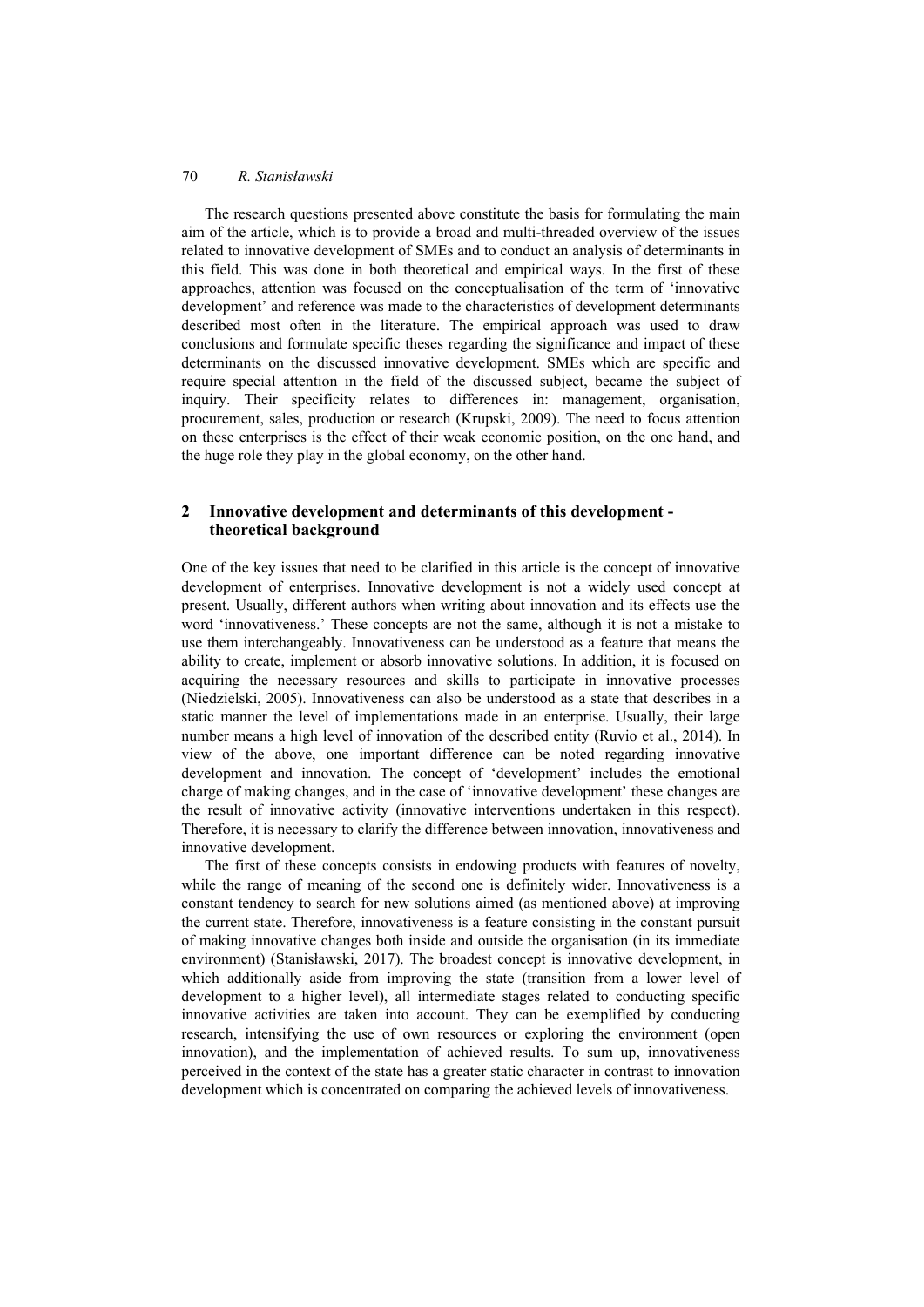The research questions presented above constitute the basis for formulating the main aim of the article, which is to provide a broad and multi-threaded overview of the issues related to innovative development of SMEs and to conduct an analysis of determinants in this field. This was done in both theoretical and empirical ways. In the first of these approaches, attention was focused on the conceptualisation of the term of 'innovative development' and reference was made to the characteristics of development determinants described most often in the literature. The empirical approach was used to draw conclusions and formulate specific theses regarding the significance and impact of these determinants on the discussed innovative development. SMEs which are specific and require special attention in the field of the discussed subject, became the subject of inquiry. Their specificity relates to differences in: management, organisation, procurement, sales, production or research (Krupski, 2009). The need to focus attention on these enterprises is the effect of their weak economic position, on the one hand, and the huge role they play in the global economy, on the other hand.

## 2 Innovative development and determinants of this development - theoretical background

One of the key issues that need to be clarified in this article is the concept of innovative development of enterprises. Innovative development is not a widely used concept at present. Usually, different authors when writing about innovation and its effects use the word 'innovativeness.' These concepts are not the same, although it is not a mistake to use them interchangeably. Innovativeness can be understood as a feature that means the ability to create, implement or absorb innovative solutions. In addition, it is focused on acquiring the necessary resources and skills to participate in innovative processes (Niedzielski, 2005). Innovativeness can also be understood as a state that describes in a static manner the level of implementations made in an enterprise. Usually, their large number means a high level of innovation of the described entity (Ruvio et al., 2014). In view of the above, one important difference can be noted regarding innovative development and innovation. The concept of 'development' includes the emotional charge of making changes, and in the case of 'innovative development' these changes are the result of innovative activity (innovative interventions undertaken in this respect). Therefore, it is necessary to clarify the difference between innovation, innovativeness and innovative development.

The first of these concepts consists in endowing products with features of novelty, while the range of meaning of the second one is definitely wider. Innovativeness is a constant tendency to search for new solutions aimed (as mentioned above) at improving the current state. Therefore, innovativeness is a feature consisting in the constant pursuit of making innovative changes both inside and outside the organisation (in its immediate environment) (Stanisławski, 2017). The broadest concept is innovative development, in which additionally aside from improving the state (transition from a lower level of development to a higher level), all intermediate stages related to conducting specific innovative activities are taken into account. They can be exemplified by conducting research, intensifying the use of own resources or exploring the environment (open innovation), and the implementation of achieved results. To sum up, innovativeness perceived in the context of the state has a greater static character in contrast to innovation development which is concentrated on comparing the achieved levels of innovativeness.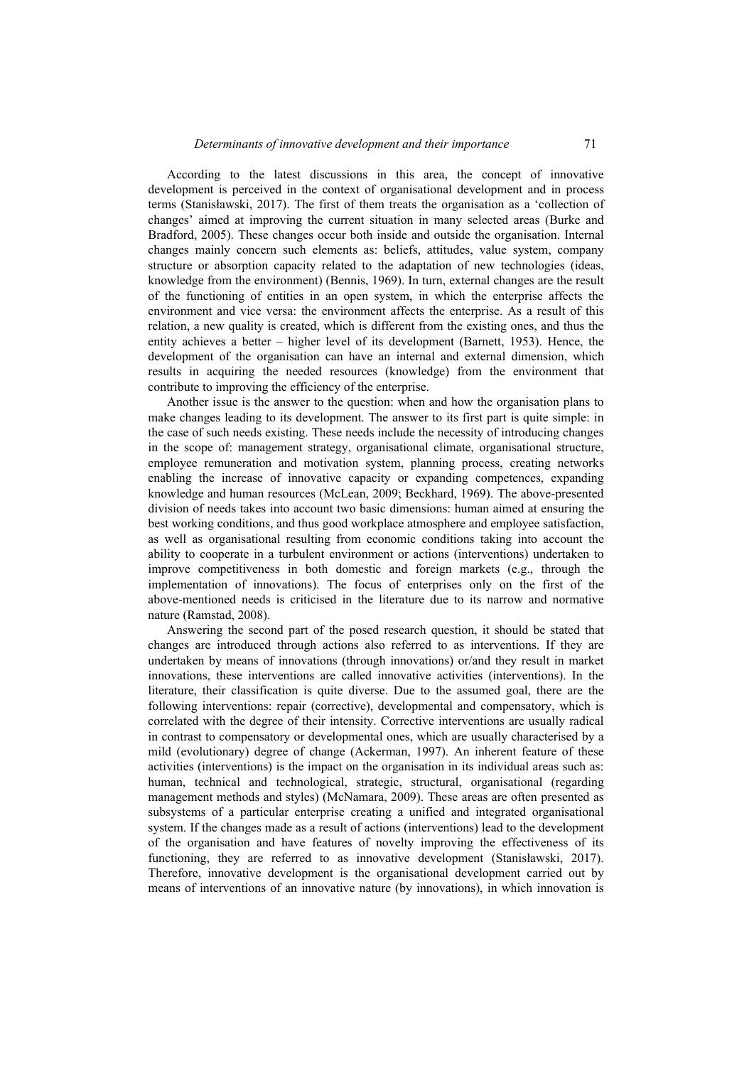According to the latest discussions in this area, the concept of innovative development is perceived in the context of organisational development and in process terms (Stanisławski, 2017). The first of them treats the organisation as a 'collection of changes' aimed at improving the current situation in many selected areas (Burke and Bradford, 2005). These changes occur both inside and outside the organisation. Internal changes mainly concern such elements as: beliefs, attitudes, value system, company structure or absorption capacity related to the adaptation of new technologies (ideas, knowledge from the environment) (Bennis, 1969). In turn, external changes are the result of the functioning of entities in an open system, in which the enterprise affects the environment and vice versa: the environment affects the enterprise. As a result of this relation, a new quality is created, which is different from the existing ones, and thus the entity achieves a better – higher level of its development (Barnett, 1953). Hence, the development of the organisation can have an internal and external dimension, which results in acquiring the needed resources (knowledge) from the environment that contribute to improving the efficiency of the enterprise.

Another issue is the answer to the question: when and how the organisation plans to make changes leading to its development. The answer to its first part is quite simple: in the case of such needs existing. These needs include the necessity of introducing changes in the scope of: management strategy, organisational climate, organisational structure, employee remuneration and motivation system, planning process, creating networks enabling the increase of innovative capacity or expanding competences, expanding knowledge and human resources (McLean, 2009; Beckhard, 1969). The above-presented division of needs takes into account two basic dimensions: human aimed at ensuring the best working conditions, and thus good workplace atmosphere and employee satisfaction, as well as organisational resulting from economic conditions taking into account the ability to cooperate in a turbulent environment or actions (interventions) undertaken to improve competitiveness in both domestic and foreign markets (e.g., through the implementation of innovations). The focus of enterprises only on the first of the above-mentioned needs is criticised in the literature due to its narrow and normative nature (Ramstad, 2008).

Answering the second part of the posed research question, it should be stated that changes are introduced through actions also referred to as interventions. If they are undertaken by means of innovations (through innovations) or/and they result in market innovations, these interventions are called innovative activities (interventions). In the literature, their classification is quite diverse. Due to the assumed goal, there are the following interventions: repair (corrective), developmental and compensatory, which is correlated with the degree of their intensity. Corrective interventions are usually radical in contrast to compensatory or developmental ones, which are usually characterised by a mild (evolutionary) degree of change (Ackerman, 1997). An inherent feature of these activities (interventions) is the impact on the organisation in its individual areas such as: human, technical and technological, strategic, structural, organisational (regarding management methods and styles) (McNamara, 2009). These areas are often presented as subsystems of a particular enterprise creating a unified and integrated organisational system. If the changes made as a result of actions (interventions) lead to the development of the organisation and have features of novelty improving the effectiveness of its functioning, they are referred to as innovative development (Stanisławski, 2017). Therefore, innovative development is the organisational development carried out by means of interventions of an innovative nature (by innovations), in which innovation is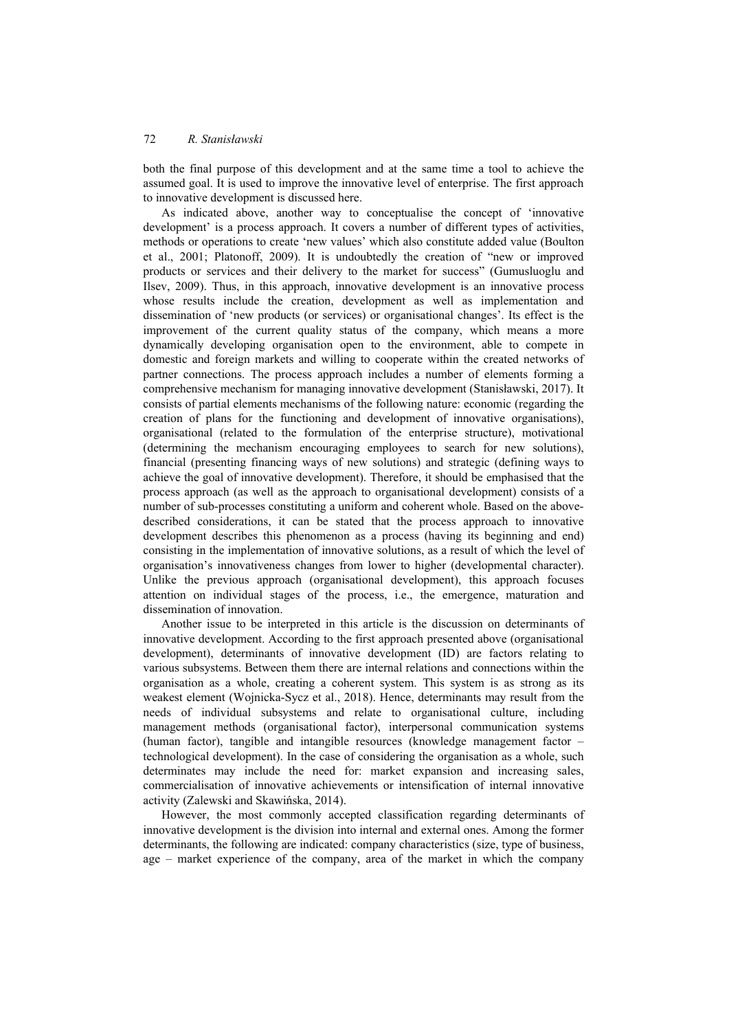both the final purpose of this development and at the same time a tool to achieve the assumed goal. It is used to improve the innovative level of enterprise. The first approach to innovative development is discussed here.

As indicated above, another way to conceptualise the concept of 'innovative development' is a process approach. It covers a number of different types of activities, methods or operations to create 'new values' which also constitute added value (Boulton et al., 2001; Platonoff, 2009). It is undoubtedly the creation of "new or improved products or services and their delivery to the market for success" (Gumusluoglu and Ilsev, 2009). Thus, in this approach, innovative development is an innovative process whose results include the creation, development as well as implementation and dissemination of 'new products (or services) or organisational changes'. Its effect is the improvement of the current quality status of the company, which means a more dynamically developing organisation open to the environment, able to compete in domestic and foreign markets and willing to cooperate within the created networks of partner connections. The process approach includes a number of elements forming a comprehensive mechanism for managing innovative development (Stanisławski, 2017). It consists of partial elements mechanisms of the following nature: economic (regarding the creation of plans for the functioning and development of innovative organisations), organisational (related to the formulation of the enterprise structure), motivational (determining the mechanism encouraging employees to search for new solutions), financial (presenting financing ways of new solutions) and strategic (defining ways to achieve the goal of innovative development). Therefore, it should be emphasised that the process approach (as well as the approach to organisational development) consists of a number of sub-processes constituting a uniform and coherent whole. Based on the above-described considerations, it can be stated that the process approach to innovative development describes this phenomenon as a process (having its beginning and end) consisting in the implementation of innovative solutions, as a result of which the level of organisation's innovativeness changes from lower to higher (developmental character). Unlike the previous approach (organisational development), this approach focuses attention on individual stages of the process, i.e., the emergence, maturation and dissemination of innovation.

Another issue to be interpreted in this article is the discussion on determinants of innovative development. According to the first approach presented above (organisational development), determinants of innovative development (ID) are factors relating to various subsystems. Between them there are internal relations and connections within the organisation as a whole, creating a coherent system. This system is as strong as its weakest element (Wojnicka-Sycz et al., 2018). Hence, determinants may result from the needs of individual subsystems and relate to organisational culture, including management methods (organisational factor), interpersonal communication systems (human factor), tangible and intangible resources (knowledge management factor – technological development). In the case of considering the organisation as a whole, such determinates may include the need for: market expansion and increasing sales, commercialisation of innovative achievements or intensification of internal innovative activity (Zalewski and Skawińska, 2014).

However, the most commonly accepted classification regarding determinants of innovative development is the division into internal and external ones. Among the former determinants, the following are indicated: company characteristics (size, type of business, age – market experience of the company, area of the market in which the company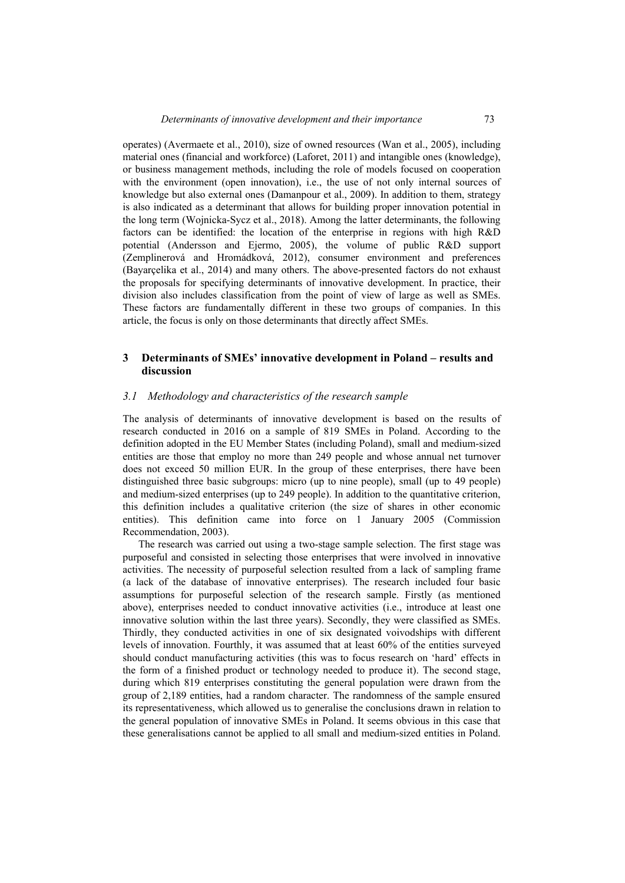operates) (Avermaete et al., 2010), size of owned resources (Wan et al., 2005), including material ones (financial and workforce) (Laforet, 2011) and intangible ones (knowledge), or business management methods, including the role of models focused on cooperation with the environment (open innovation), i.e., the use of not only internal sources of knowledge but also external ones (Damanpour et al., 2009). In addition to them, strategy is also indicated as a determinant that allows for building proper innovation potential in the long term (Wojnicka-Sycz et al., 2018). Among the latter determinants, the following factors can be identified: the location of the enterprise in regions with high R&D potential (Andersson and Ejermo, 2005), the volume of public R&D support (Zemplinerová and Hromádková, 2012), consumer environment and preferences (Bayarçelika et al., 2014) and many others. The above-presented factors do not exhaust the proposals for specifying determinants of innovative development. In practice, their division also includes classification from the point of view of large as well as SMEs. These factors are fundamentally different in these two groups of companies. In this article, the focus is only on those determinants that directly affect SMEs.

## 3 Determinants of SMEs' innovative development in Poland – results and discussion

### *3.1 Methodology and characteristics of the research sample*

The analysis of determinants of innovative development is based on the results of research conducted in 2016 on a sample of 819 SMEs in Poland. According to the definition adopted in the EU Member States (including Poland), small and medium-sized entities are those that employ no more than 249 people and whose annual net turnover does not exceed 50 million EUR. In the group of these enterprises, there have been distinguished three basic subgroups: micro (up to nine people), small (up to 49 people) and medium-sized enterprises (up to 249 people). In addition to the quantitative criterion, this definition includes a qualitative criterion (the size of shares in other economic entities). This definition came into force on 1 January 2005 (Commission Recommendation, 2003).

The research was carried out using a two-stage sample selection. The first stage was purposeful and consisted in selecting those enterprises that were involved in innovative activities. The necessity of purposeful selection resulted from a lack of sampling frame (a lack of the database of innovative enterprises). The research included four basic assumptions for purposeful selection of the research sample. Firstly (as mentioned above), enterprises needed to conduct innovative activities (i.e., introduce at least one innovative solution within the last three years). Secondly, they were classified as SMEs. Thirdly, they conducted activities in one of six designated voivodships with different levels of innovation. Fourthly, it was assumed that at least 60% of the entities surveyed should conduct manufacturing activities (this was to focus research on 'hard' effects in the form of a finished product or technology needed to produce it). The second stage, during which 819 enterprises constituting the general population were drawn from the group of 2,189 entities, had a random character. The randomness of the sample ensured its representativeness, which allowed us to generalise the conclusions drawn in relation to the general population of innovative SMEs in Poland. It seems obvious in this case that these generalisations cannot be applied to all small and medium-sized entities in Poland.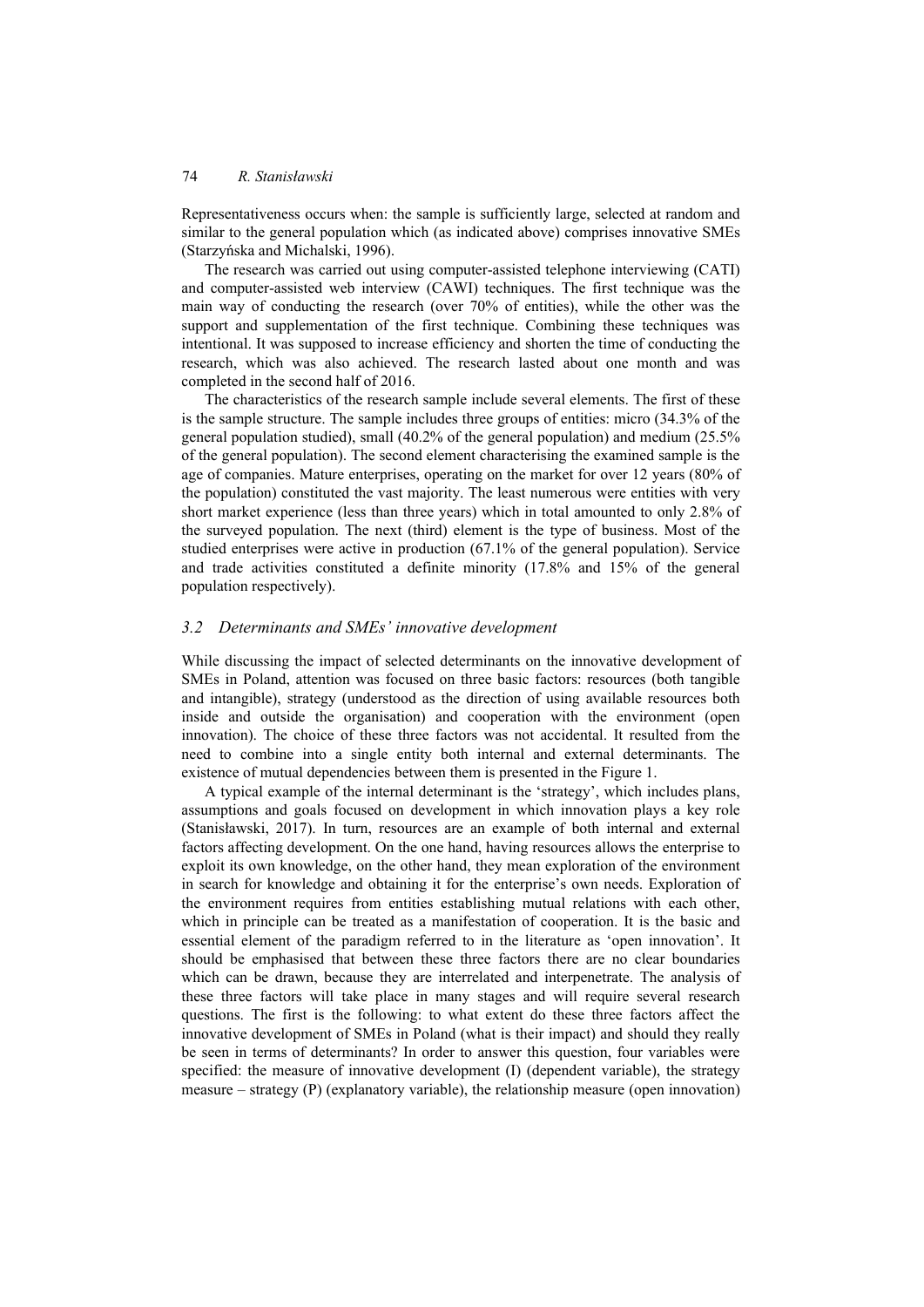Representativeness occurs when: the sample is sufficiently large, selected at random and similar to the general population which (as indicated above) comprises innovative SMEs (Starzyńska and Michalski, 1996).

The research was carried out using computer-assisted telephone interviewing (CATI) and computer-assisted web interview (CAWI) techniques. The first technique was the main way of conducting the research (over 70% of entities), while the other was the support and supplementation of the first technique. Combining these techniques was intentional. It was supposed to increase efficiency and shorten the time of conducting the research, which was also achieved. The research lasted about one month and was completed in the second half of 2016.

The characteristics of the research sample include several elements. The first of these is the sample structure. The sample includes three groups of entities: micro (34.3% of the general population studied), small (40.2% of the general population) and medium (25.5% of the general population). The second element characterising the examined sample is the age of companies. Mature enterprises, operating on the market for over 12 years (80% of the population) constituted the vast majority. The least numerous were entities with very short market experience (less than three years) which in total amounted to only 2.8% of the surveyed population. The next (third) element is the type of business. Most of the studied enterprises were active in production (67.1% of the general population). Service and trade activities constituted a definite minority (17.8% and 15% of the general population respectively).

### *3.2 Determinants and SMEs' innovative development*

While discussing the impact of selected determinants on the innovative development of SMEs in Poland, attention was focused on three basic factors: resources (both tangible and intangible), strategy (understood as the direction of using available resources both inside and outside the organisation) and cooperation with the environment (open innovation). The choice of these three factors was not accidental. It resulted from the need to combine into a single entity both internal and external determinants. The existence of mutual dependencies between them is presented in the Figure 1.

A typical example of the internal determinant is the 'strategy', which includes plans, assumptions and goals focused on development in which innovation plays a key role (Stanisławski, 2017). In turn, resources are an example of both internal and external factors affecting development. On the one hand, having resources allows the enterprise to exploit its own knowledge, on the other hand, they mean exploration of the environment in search for knowledge and obtaining it for the enterprise's own needs. Exploration of the environment requires from entities establishing mutual relations with each other, which in principle can be treated as a manifestation of cooperation. It is the basic and essential element of the paradigm referred to in the literature as 'open innovation'. It should be emphasised that between these three factors there are no clear boundaries which can be drawn, because they are interrelated and interpenetrate. The analysis of these three factors will take place in many stages and will require several research questions. The first is the following: to what extent do these three factors affect the innovative development of SMEs in Poland (what is their impact) and should they really be seen in terms of determinants? In order to answer this question, four variables were specified: the measure of innovative development (I) (dependent variable), the strategy measure – strategy (P) (explanatory variable), the relationship measure (open innovation)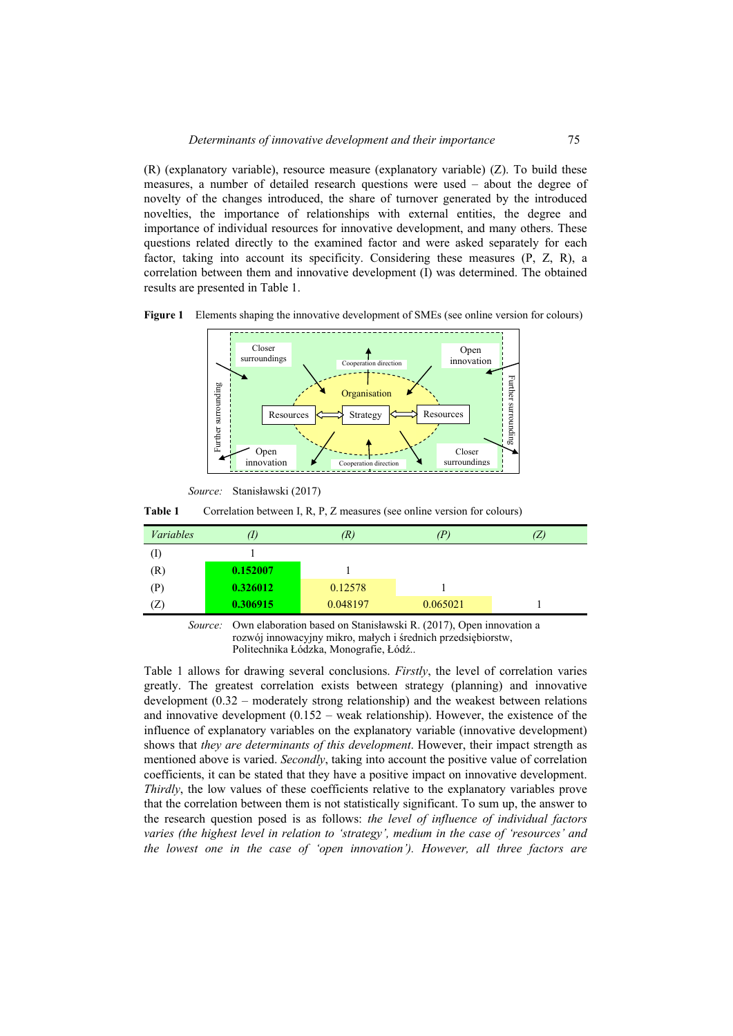(R) (explanatory variable), resource measure (explanatory variable) (Z). To build these measures, a number of detailed research questions were used – about the degree of novelty of the changes introduced, the share of turnover generated by the introduced novelties, the importance of relationships with external entities, the degree and importance of individual resources for innovative development, and many others. These questions related directly to the examined factor and were asked separately for each factor, taking into account its specificity. Considering these measures (P, Z, R), a correlation between them and innovative development (I) was determined. The obtained results are presented in Table 1.

**Figure 1** Elements shaping the innovative development of SMEs (see online version for colours)

*Source:* Stanisławski (2017)

**Table 1** Correlation between I, R, P, Z measures (see online version for colours)

| *Variables* | *(I)* | *(R)* | *(P)* | *(Z)* |
|---|---|---|---|---|
| (I) | 1 | | | |
| (R) | **0.152007** | 1 | | |
| (P) | **0.326012** | 0.12578 | 1 | |
| (Z) | **0.306915** | 0.048197 | 0.065021 | 1 |

*Source:* Own elaboration based on Stanisławski R. (2017), Open innovation a rozwój innowacyjny mikro, małych i średnich przedsiębiorstw, Politechnika Łódzka, Monografie, Łódź..

Table 1 allows for drawing several conclusions. *Firstly*, the level of correlation varies greatly. The greatest correlation exists between strategy (planning) and innovative development (0.32 – moderately strong relationship) and the weakest between relations and innovative development (0.152 – weak relationship). However, the existence of the influence of explanatory variables on the explanatory variable (innovative development) shows that *they are determinants of this development*. However, their impact strength as mentioned above is varied. *Secondly*, taking into account the positive value of correlation coefficients, it can be stated that they have a positive impact on innovative development. *Thirdly*, the low values of these coefficients relative to the explanatory variables prove that the correlation between them is not statistically significant. To sum up, the answer to the research question posed is as follows: *the level of influence of individual factors varies (the highest level in relation to 'strategy', medium in the case of 'resources' and the lowest one in the case of 'open innovation'). However, all three factors are*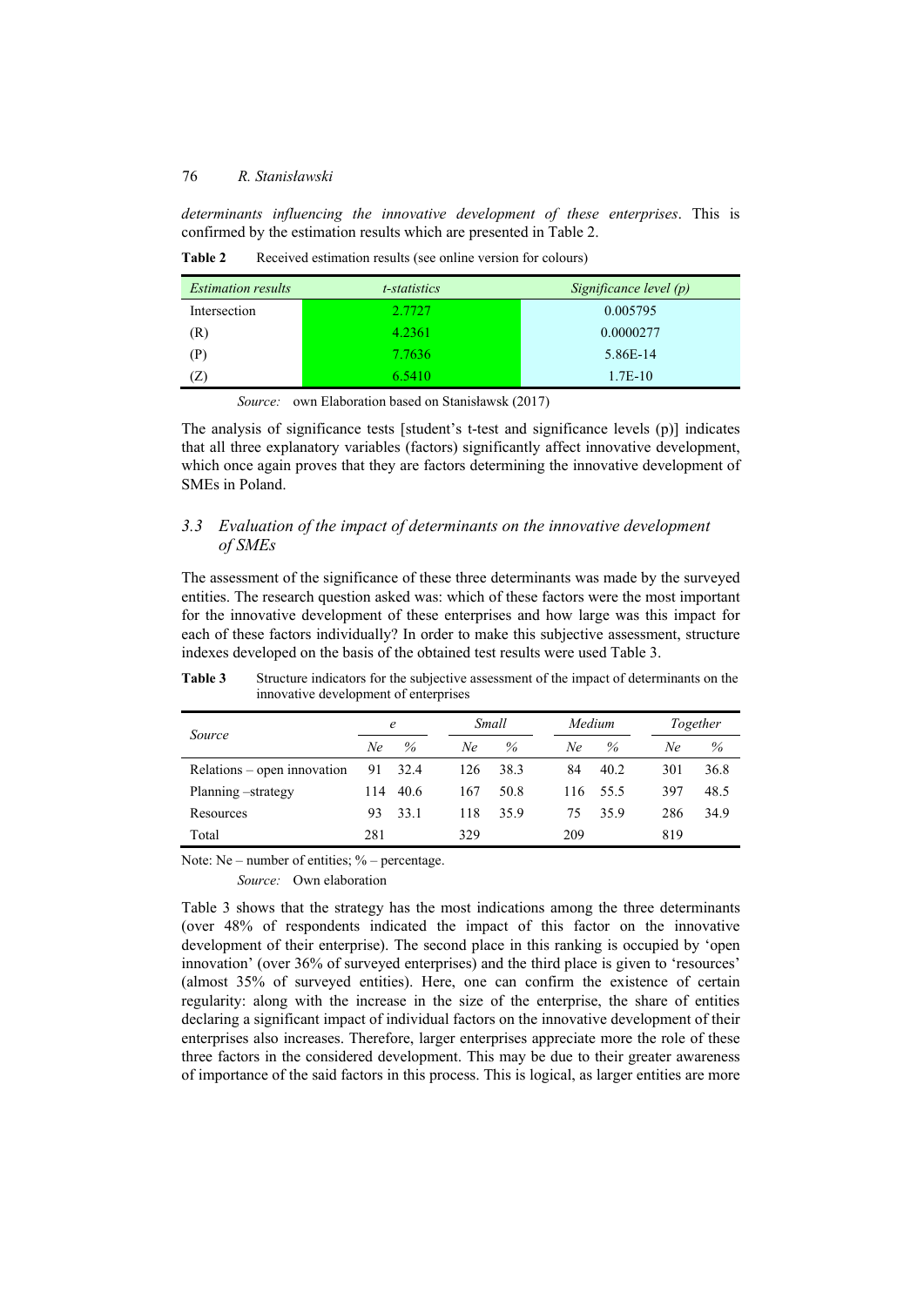*determinants influencing the innovative development of these enterprises*. This is confirmed by the estimation results which are presented in Table 2.

**Table 2** Received estimation results (see online version for colours)

| *Estimation results* | *t-statistics* | *Significance level (p)* |
|---|---|---|
| Intersection | 2.7727 | 0.005795 |
| (R) | 4.2361 | 0.0000277 |
| (P) | 7.7636 | 5.86E-14 |
| (Z) | 6.5410 | 1.7E-10 |

*Source:* own Elaboration based on Stanisławsk (2017)

The analysis of significance tests [student's t-test and significance levels (p)] indicates that all three explanatory variables (factors) significantly affect innovative development, which once again proves that they are factors determining the innovative development of SMEs in Poland.

### 3.3 *Evaluation of the impact of determinants on the innovative development of SMEs*

The assessment of the significance of these three determinants was made by the surveyed entities. The research question asked was: which of these factors were the most important for the innovative development of these enterprises and how large was this impact for each of these factors individually? In order to make this subjective assessment, structure indexes developed on the basis of the obtained test results were used Table 3.

**Table 3** Structure indicators for the subjective assessment of the impact of determinants on the innovative development of enterprises

| *Source* | *e* | | *Small* | | *Medium* | | *Together* | |
|---|---|---|---|---|---|---|---|---|
| | *Ne* | *%* | *Ne* | *%* | *Ne* | *%* | *Ne* | *%* |
| Relations – open innovation | 91 | 32.4 | 126 | 38.3 | 84 | 40.2 | 301 | 36.8 |
| Planning –strategy | 114 | 40.6 | 167 | 50.8 | 116 | 55.5 | 397 | 48.5 |
| Resources | 93 | 33.1 | 118 | 35.9 | 75 | 35.9 | 286 | 34.9 |
| Total | 281 | | 329 | | 209 | | 819 | |

Note: Ne – number of entities; % – percentage.

*Source:* Own elaboration

Table 3 shows that the strategy has the most indications among the three determinants (over 48% of respondents indicated the impact of this factor on the innovative development of their enterprise). The second place in this ranking is occupied by 'open innovation' (over 36% of surveyed enterprises) and the third place is given to 'resources' (almost 35% of surveyed entities). Here, one can confirm the existence of certain regularity: along with the increase in the size of the enterprise, the share of entities declaring a significant impact of individual factors on the innovative development of their enterprises also increases. Therefore, larger enterprises appreciate more the role of these three factors in the considered development. This may be due to their greater awareness of importance of the said factors in this process. This is logical, as larger entities are more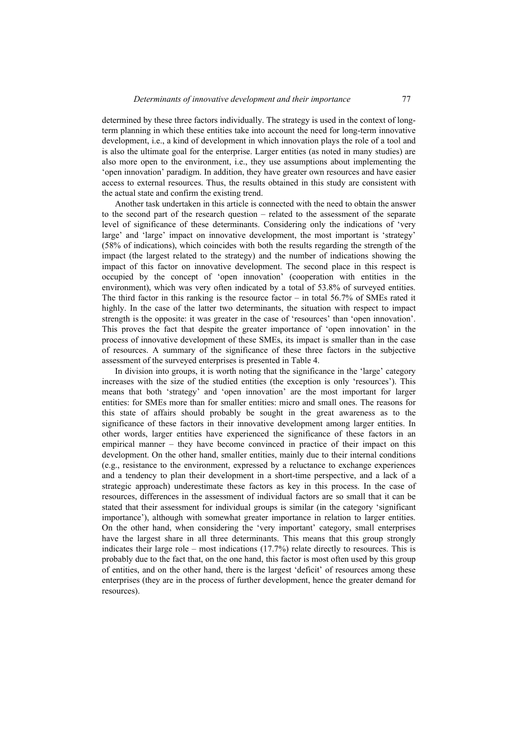determined by these three factors individually. The strategy is used in the context of long-term planning in which these entities take into account the need for long-term innovative development, i.e., a kind of development in which innovation plays the role of a tool and is also the ultimate goal for the enterprise. Larger entities (as noted in many studies) are also more open to the environment, i.e., they use assumptions about implementing the 'open innovation' paradigm. In addition, they have greater own resources and have easier access to external resources. Thus, the results obtained in this study are consistent with the actual state and confirm the existing trend.

Another task undertaken in this article is connected with the need to obtain the answer to the second part of the research question – related to the assessment of the separate level of significance of these determinants. Considering only the indications of 'very large' and 'large' impact on innovative development, the most important is 'strategy' (58% of indications), which coincides with both the results regarding the strength of the impact (the largest related to the strategy) and the number of indications showing the impact of this factor on innovative development. The second place in this respect is occupied by the concept of 'open innovation' (cooperation with entities in the environment), which was very often indicated by a total of 53.8% of surveyed entities. The third factor in this ranking is the resource factor – in total 56.7% of SMEs rated it highly. In the case of the latter two determinants, the situation with respect to impact strength is the opposite: it was greater in the case of 'resources' than 'open innovation'. This proves the fact that despite the greater importance of 'open innovation' in the process of innovative development of these SMEs, its impact is smaller than in the case of resources. A summary of the significance of these three factors in the subjective assessment of the surveyed enterprises is presented in Table 4.

In division into groups, it is worth noting that the significance in the 'large' category increases with the size of the studied entities (the exception is only 'resources'). This means that both 'strategy' and 'open innovation' are the most important for larger entities: for SMEs more than for smaller entities: micro and small ones. The reasons for this state of affairs should probably be sought in the great awareness as to the significance of these factors in their innovative development among larger entities. In other words, larger entities have experienced the significance of these factors in an empirical manner – they have become convinced in practice of their impact on this development. On the other hand, smaller entities, mainly due to their internal conditions (e.g., resistance to the environment, expressed by a reluctance to exchange experiences and a tendency to plan their development in a short-time perspective, and a lack of a strategic approach) underestimate these factors as key in this process. In the case of resources, differences in the assessment of individual factors are so small that it can be stated that their assessment for individual groups is similar (in the category 'significant importance'), although with somewhat greater importance in relation to larger entities. On the other hand, when considering the 'very important' category, small enterprises have the largest share in all three determinants. This means that this group strongly indicates their large role – most indications (17.7%) relate directly to resources. This is probably due to the fact that, on the one hand, this factor is most often used by this group of entities, and on the other hand, there is the largest 'deficit' of resources among these enterprises (they are in the process of further development, hence the greater demand for resources).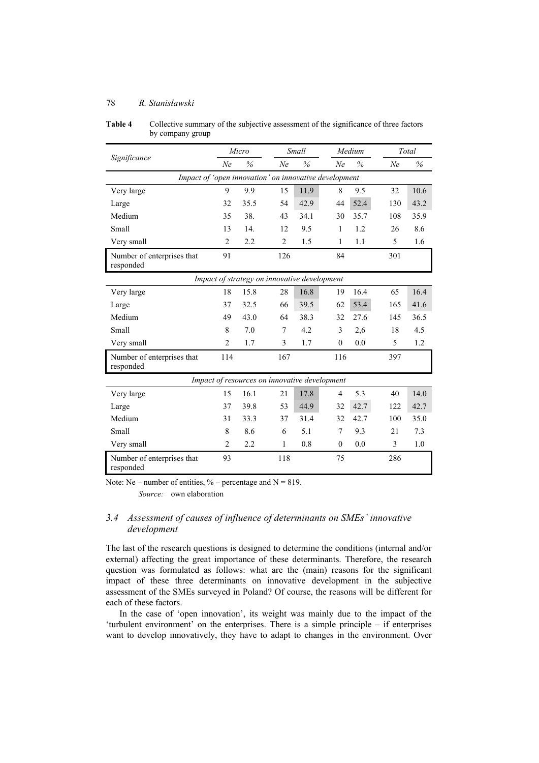**Table 4** Collective summary of the subjective assessment of the significance of three factors by company group

| Significance | Micro | | Small | | Medium | | Total | |
|---|---|---|---|---|---|---|---|---|
| | *Ne* | *%* | *Ne* | *%* | *Ne* | *%* | *Ne* | *%* |
| *Impact of 'open innovation' on innovative development* | | | | | | | | |
| Very large | 9 | 9.9 | 15 | 11.9 | 8 | 9.5 | 32 | 10.6 |
| Large | 32 | 35.5 | 54 | 42.9 | 44 | 52.4 | 130 | 43.2 |
| Medium | 35 | 38. | 43 | 34.1 | 30 | 35.7 | 108 | 35.9 |
| Small | 13 | 14. | 12 | 9.5 | 1 | 1.2 | 26 | 8.6 |
| Very small | 2 | 2.2 | 2 | 1.5 | 1 | 1.1 | 5 | 1.6 |
| Number of enterprises that responded | 91 | | 126 | | 84 | | 301 | |
| *Impact of strategy on innovative development* | | | | | | | | |
| Very large | 18 | 15.8 | 28 | 16.8 | 19 | 16.4 | 65 | 16.4 |
| Large | 37 | 32.5 | 66 | 39.5 | 62 | 53.4 | 165 | 41.6 |
| Medium | 49 | 43.0 | 64 | 38.3 | 32 | 27.6 | 145 | 36.5 |
| Small | 8 | 7.0 | 7 | 4.2 | 3 | 2,6 | 18 | 4.5 |
| Very small | 2 | 1.7 | 3 | 1.7 | 0 | 0.0 | 5 | 1.2 |
| Number of enterprises that responded | 114 | | 167 | | 116 | | 397 | |
| *Impact of resources on innovative development* | | | | | | | | |
| Very large | 15 | 16.1 | 21 | 17.8 | 4 | 5.3 | 40 | 14.0 |
| Large | 37 | 39.8 | 53 | 44.9 | 32 | 42.7 | 122 | 42.7 |
| Medium | 31 | 33.3 | 37 | 31.4 | 32 | 42.7 | 100 | 35.0 |
| Small | 8 | 8.6 | 6 | 5.1 | 7 | 9.3 | 21 | 7.3 |
| Very small | 2 | 2.2 | 1 | 0.8 | 0 | 0.0 | 3 | 1.0 |
| Number of enterprises that responded | 93 | | 118 | | 75 | | 286 | |

Note: Ne – number of entities, % – percentage and N = 819.

*Source:* own elaboration

### 3.4 Assessment of causes of influence of determinants on SMEs' innovative development

The last of the research questions is designed to determine the conditions (internal and/or external) affecting the great importance of these determinants. Therefore, the research question was formulated as follows: what are the (main) reasons for the significant impact of these three determinants on innovative development in the subjective assessment of the SMEs surveyed in Poland? Of course, the reasons will be different for each of these factors.

In the case of 'open innovation', its weight was mainly due to the impact of the 'turbulent environment' on the enterprises. There is a simple principle – if enterprises want to develop innovatively, they have to adapt to changes in the environment. Over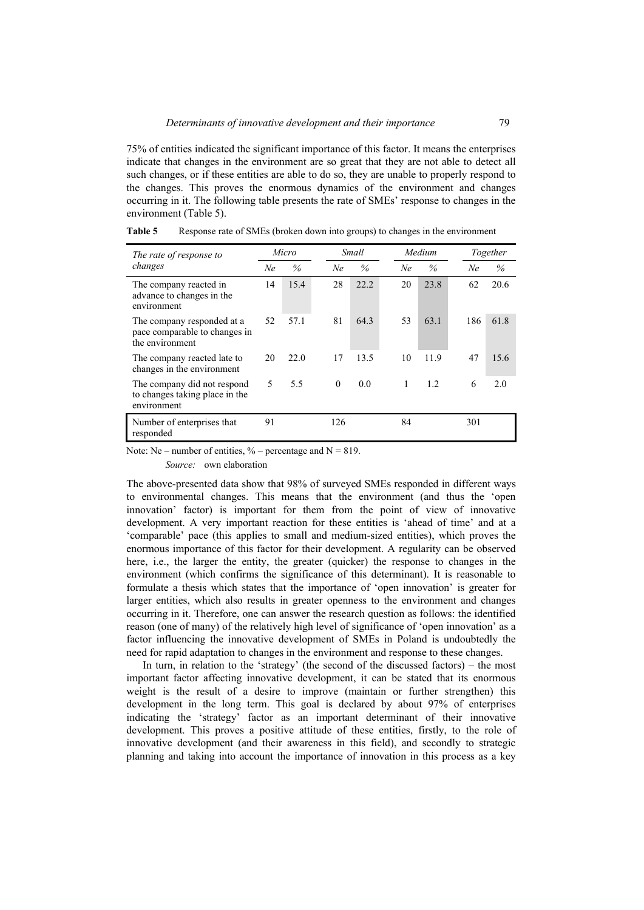75% of entities indicated the significant importance of this factor. It means the enterprises indicate that changes in the environment are so great that they are not able to detect all such changes, or if these entities are able to do so, they are unable to properly respond to the changes. This proves the enormous dynamics of the environment and changes occurring in it. The following table presents the rate of SMEs' response to changes in the environment (Table 5).

**Table 5** Response rate of SMEs (broken down into groups) to changes in the environment

| *The rate of response to changes* | *Micro* | | *Small* | | *Medium* | | *Together* | |
|---|---|---|---|---|---|---|---|---|
| | *Ne* | *%* | *Ne* | *%* | *Ne* | *%* | *Ne* | *%* |
| The company reacted in advance to changes in the environment | 14 | 15.4 | 28 | 22.2 | 20 | 23.8 | 62 | 20.6 |
| The company responded at a pace comparable to changes in the environment | 52 | 57.1 | 81 | 64.3 | 53 | 63.1 | 186 | 61.8 |
| The company reacted late to changes in the environment | 20 | 22.0 | 17 | 13.5 | 10 | 11.9 | 47 | 15.6 |
| The company did not respond to changes taking place in the environment | 5 | 5.5 | 0 | 0.0 | 1 | 1.2 | 6 | 2.0 |
| Number of enterprises that responded | 91 | | 126 | | 84 | | 301 | |

Note: Ne – number of entities, % – percentage and N = 819.

*Source:* own elaboration

The above-presented data show that 98% of surveyed SMEs responded in different ways to environmental changes. This means that the environment (and thus the 'open innovation' factor) is important for them from the point of view of innovative development. A very important reaction for these entities is 'ahead of time' and at a 'comparable' pace (this applies to small and medium-sized entities), which proves the enormous importance of this factor for their development. A regularity can be observed here, i.e., the larger the entity, the greater (quicker) the response to changes in the environment (which confirms the significance of this determinant). It is reasonable to formulate a thesis which states that the importance of 'open innovation' is greater for larger entities, which also results in greater openness to the environment and changes occurring in it. Therefore, one can answer the research question as follows: the identified reason (one of many) of the relatively high level of significance of 'open innovation' as a factor influencing the innovative development of SMEs in Poland is undoubtedly the need for rapid adaptation to changes in the environment and response to these changes.

In turn, in relation to the 'strategy' (the second of the discussed factors) – the most important factor affecting innovative development, it can be stated that its enormous weight is the result of a desire to improve (maintain or further strengthen) this development in the long term. This goal is declared by about 97% of enterprises indicating the 'strategy' factor as an important determinant of their innovative development. This proves a positive attitude of these entities, firstly, to the role of innovative development (and their awareness in this field), and secondly to strategic planning and taking into account the importance of innovation in this process as a key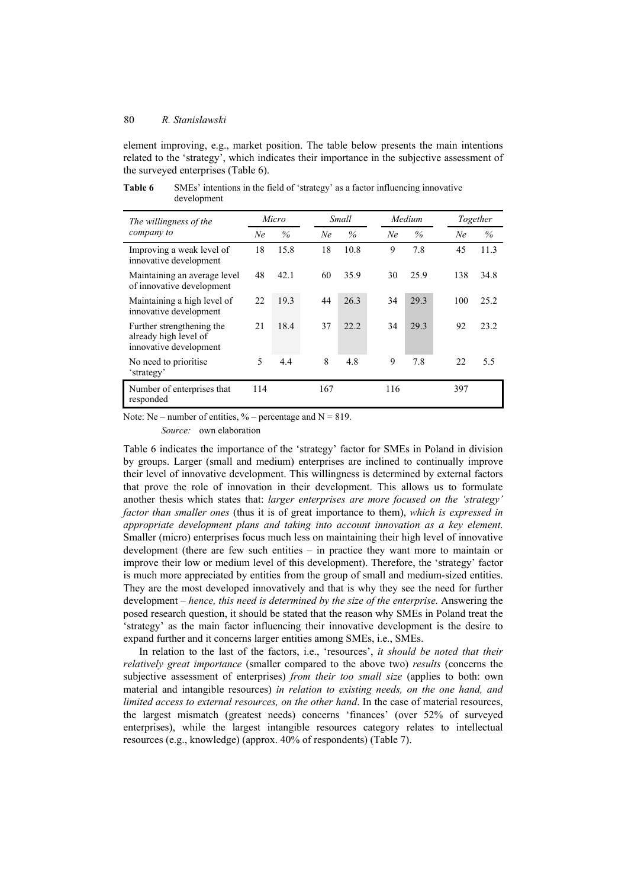element improving, e.g., market position. The table below presents the main intentions related to the 'strategy', which indicates their importance in the subjective assessment of the surveyed enterprises (Table 6).

**Table 6** SMEs' intentions in the field of 'strategy' as a factor influencing innovative development

| *The willingness of the company to* | *Micro* | | *Small* | | *Medium* | | *Together* | |
|---|---|---|---|---|---|---|---|---|
| | *Ne* | *%* | *Ne* | *%* | *Ne* | *%* | *Ne* | *%* |
| Improving a weak level of innovative development | 18 | 15.8 | 18 | 10.8 | 9 | 7.8 | 45 | 11.3 |
| Maintaining an average level of innovative development | 48 | 42.1 | 60 | 35.9 | 30 | 25.9 | 138 | 34.8 |
| Maintaining a high level of innovative development | 22 | 19.3 | 44 | 26.3 | 34 | 29.3 | 100 | 25.2 |
| Further strengthening the already high level of innovative development | 21 | 18.4 | 37 | 22.2 | 34 | 29.3 | 92 | 23.2 |
| No need to prioritise 'strategy' | 5 | 4.4 | 8 | 4.8 | 9 | 7.8 | 22 | 5.5 |
| Number of enterprises that responded | 114 | | 167 | | 116 | | 397 | |

Note: Ne – number of entities, % – percentage and N = 819.

*Source:* own elaboration

Table 6 indicates the importance of the 'strategy' factor for SMEs in Poland in division by groups. Larger (small and medium) enterprises are inclined to continually improve their level of innovative development. This willingness is determined by external factors that prove the role of innovation in their development. This allows us to formulate another thesis which states that: *larger enterprises are more focused on the 'strategy' factor than smaller ones* (thus it is of great importance to them), *which is expressed in appropriate development plans and taking into account innovation as a key element.* Smaller (micro) enterprises focus much less on maintaining their high level of innovative development (there are few such entities – in practice they want more to maintain or improve their low or medium level of this development). Therefore, the 'strategy' factor is much more appreciated by entities from the group of small and medium-sized entities. They are the most developed innovatively and that is why they see the need for further development – *hence, this need is determined by the size of the enterprise.* Answering the posed research question, it should be stated that the reason why SMEs in Poland treat the 'strategy' as the main factor influencing their innovative development is the desire to expand further and it concerns larger entities among SMEs, i.e., SMEs.

In relation to the last of the factors, i.e., 'resources', *it should be noted that their relatively great importance* (smaller compared to the above two) *results* (concerns the subjective assessment of enterprises) *from their too small size* (applies to both: own material and intangible resources) *in relation to existing needs, on the one hand, and limited access to external resources, on the other hand*. In the case of material resources, the largest mismatch (greatest needs) concerns 'finances' (over 52% of surveyed enterprises), while the largest intangible resources category relates to intellectual resources (e.g., knowledge) (approx. 40% of respondents) (Table 7).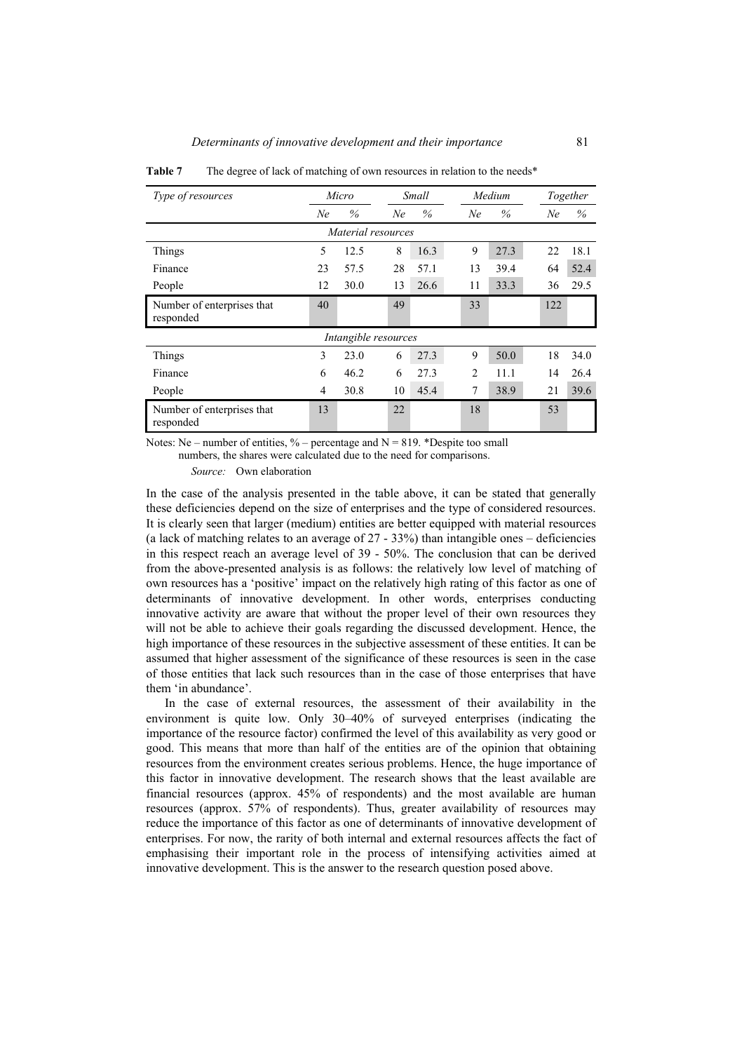**Table 7** The degree of lack of matching of own resources in relation to the needs*

| *Type of resources* | *Micro* | | *Small* | | *Medium* | | *Together* | |
|---|---|---|---|---|---|---|---|---|
| | *Ne* | *%* | *Ne* | *%* | *Ne* | *%* | *Ne* | *%* |
| *Material resources* | | | | | | | | |
| Things | 5 | 12.5 | 8 | 16.3 | 9 | 27.3 | 22 | 18.1 |
| Finance | 23 | 57.5 | 28 | 57.1 | 13 | 39.4 | 64 | 52.4 |
| People | 12 | 30.0 | 13 | 26.6 | 11 | 33.3 | 36 | 29.5 |
| Number of enterprises that responded | 40 | | 49 | | 33 | | 122 | |
| *Intangible resources* | | | | | | | | |
| Things | 3 | 23.0 | 6 | 27.3 | 9 | 50.0 | 18 | 34.0 |
| Finance | 6 | 46.2 | 6 | 27.3 | 2 | 11.1 | 14 | 26.4 |
| People | 4 | 30.8 | 10 | 45.4 | 7 | 38.9 | 21 | 39.6 |
| Number of enterprises that responded | 13 | | 22 | | 18 | | 53 | |

Notes: Ne – number of entities, % – percentage and N = 819. *Despite too small numbers, the shares were calculated due to the need for comparisons.

*Source:* Own elaboration

In the case of the analysis presented in the table above, it can be stated that generally these deficiencies depend on the size of enterprises and the type of considered resources. It is clearly seen that larger (medium) entities are better equipped with material resources (a lack of matching relates to an average of 27 - 33%) than intangible ones – deficiencies in this respect reach an average level of 39 - 50%. The conclusion that can be derived from the above-presented analysis is as follows: the relatively low level of matching of own resources has a 'positive' impact on the relatively high rating of this factor as one of determinants of innovative development. In other words, enterprises conducting innovative activity are aware that without the proper level of their own resources they will not be able to achieve their goals regarding the discussed development. Hence, the high importance of these resources in the subjective assessment of these entities. It can be assumed that higher assessment of the significance of these resources is seen in the case of those entities that lack such resources than in the case of those enterprises that have them 'in abundance'.

In the case of external resources, the assessment of their availability in the environment is quite low. Only 30–40% of surveyed enterprises (indicating the importance of the resource factor) confirmed the level of this availability as very good or good. This means that more than half of the entities are of the opinion that obtaining resources from the environment creates serious problems. Hence, the huge importance of this factor in innovative development. The research shows that the least available are financial resources (approx. 45% of respondents) and the most available are human resources (approx. 57% of respondents). Thus, greater availability of resources may reduce the importance of this factor as one of determinants of innovative development of enterprises. For now, the rarity of both internal and external resources affects the fact of emphasising their important role in the process of intensifying activities aimed at innovative development. This is the answer to the research question posed above.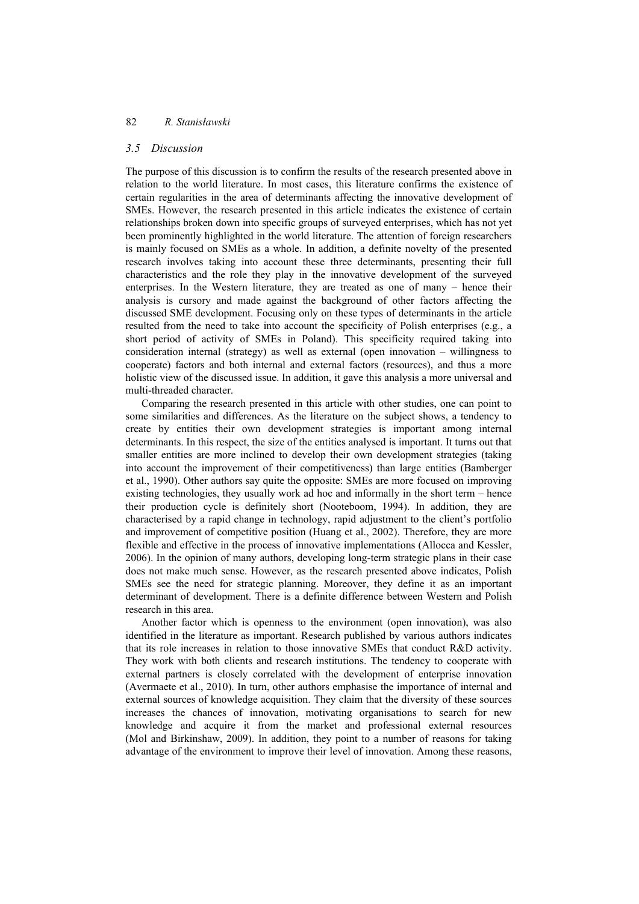### *3.5 Discussion*

The purpose of this discussion is to confirm the results of the research presented above in relation to the world literature. In most cases, this literature confirms the existence of certain regularities in the area of determinants affecting the innovative development of SMEs. However, the research presented in this article indicates the existence of certain relationships broken down into specific groups of surveyed enterprises, which has not yet been prominently highlighted in the world literature. The attention of foreign researchers is mainly focused on SMEs as a whole. In addition, a definite novelty of the presented research involves taking into account these three determinants, presenting their full characteristics and the role they play in the innovative development of the surveyed enterprises. In the Western literature, they are treated as one of many – hence their analysis is cursory and made against the background of other factors affecting the discussed SME development. Focusing only on these types of determinants in the article resulted from the need to take into account the specificity of Polish enterprises (e.g., a short period of activity of SMEs in Poland). This specificity required taking into consideration internal (strategy) as well as external (open innovation – willingness to cooperate) factors and both internal and external factors (resources), and thus a more holistic view of the discussed issue. In addition, it gave this analysis a more universal and multi-threaded character.

Comparing the research presented in this article with other studies, one can point to some similarities and differences. As the literature on the subject shows, a tendency to create by entities their own development strategies is important among internal determinants. In this respect, the size of the entities analysed is important. It turns out that smaller entities are more inclined to develop their own development strategies (taking into account the improvement of their competitiveness) than large entities (Bamberger et al., 1990). Other authors say quite the opposite: SMEs are more focused on improving existing technologies, they usually work ad hoc and informally in the short term – hence their production cycle is definitely short (Nooteboom, 1994). In addition, they are characterised by a rapid change in technology, rapid adjustment to the client's portfolio and improvement of competitive position (Huang et al., 2002). Therefore, they are more flexible and effective in the process of innovative implementations (Allocca and Kessler, 2006). In the opinion of many authors, developing long-term strategic plans in their case does not make much sense. However, as the research presented above indicates, Polish SMEs see the need for strategic planning. Moreover, they define it as an important determinant of development. There is a definite difference between Western and Polish research in this area.

Another factor which is openness to the environment (open innovation), was also identified in the literature as important. Research published by various authors indicates that its role increases in relation to those innovative SMEs that conduct R&D activity. They work with both clients and research institutions. The tendency to cooperate with external partners is closely correlated with the development of enterprise innovation (Avermaete et al., 2010). In turn, other authors emphasise the importance of internal and external sources of knowledge acquisition. They claim that the diversity of these sources increases the chances of innovation, motivating organisations to search for new knowledge and acquire it from the market and professional external resources (Mol and Birkinshaw, 2009). In addition, they point to a number of reasons for taking advantage of the environment to improve their level of innovation. Among these reasons,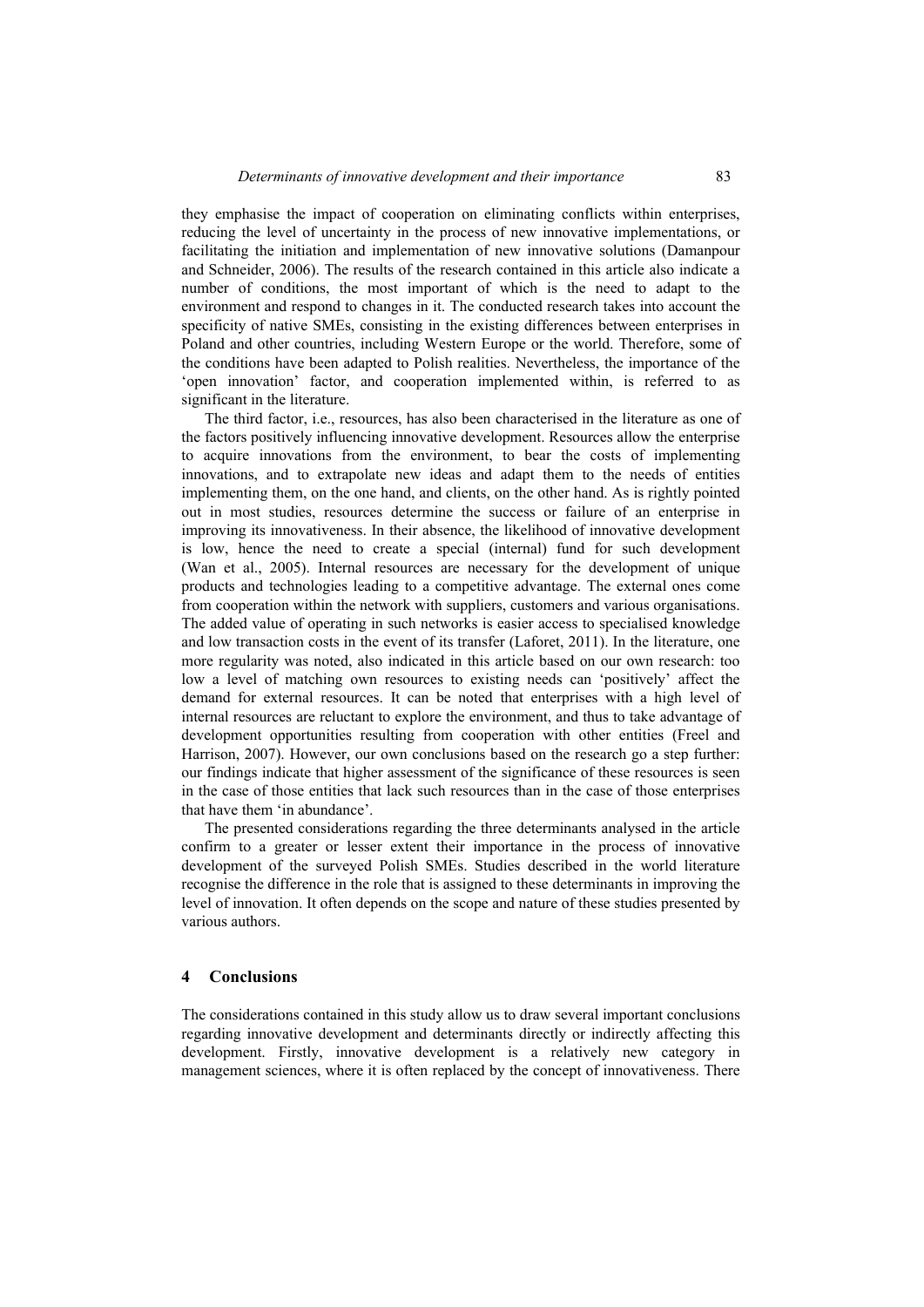they emphasise the impact of cooperation on eliminating conflicts within enterprises, reducing the level of uncertainty in the process of new innovative implementations, or facilitating the initiation and implementation of new innovative solutions (Damanpour and Schneider, 2006). The results of the research contained in this article also indicate a number of conditions, the most important of which is the need to adapt to the environment and respond to changes in it. The conducted research takes into account the specificity of native SMEs, consisting in the existing differences between enterprises in Poland and other countries, including Western Europe or the world. Therefore, some of the conditions have been adapted to Polish realities. Nevertheless, the importance of the 'open innovation' factor, and cooperation implemented within, is referred to as significant in the literature.

The third factor, i.e., resources, has also been characterised in the literature as one of the factors positively influencing innovative development. Resources allow the enterprise to acquire innovations from the environment, to bear the costs of implementing innovations, and to extrapolate new ideas and adapt them to the needs of entities implementing them, on the one hand, and clients, on the other hand. As is rightly pointed out in most studies, resources determine the success or failure of an enterprise in improving its innovativeness. In their absence, the likelihood of innovative development is low, hence the need to create a special (internal) fund for such development (Wan et al., 2005). Internal resources are necessary for the development of unique products and technologies leading to a competitive advantage. The external ones come from cooperation within the network with suppliers, customers and various organisations. The added value of operating in such networks is easier access to specialised knowledge and low transaction costs in the event of its transfer (Laforet, 2011). In the literature, one more regularity was noted, also indicated in this article based on our own research: too low a level of matching own resources to existing needs can 'positively' affect the demand for external resources. It can be noted that enterprises with a high level of internal resources are reluctant to explore the environment, and thus to take advantage of development opportunities resulting from cooperation with other entities (Freel and Harrison, 2007). However, our own conclusions based on the research go a step further: our findings indicate that higher assessment of the significance of these resources is seen in the case of those entities that lack such resources than in the case of those enterprises that have them 'in abundance'.

The presented considerations regarding the three determinants analysed in the article confirm to a greater or lesser extent their importance in the process of innovative development of the surveyed Polish SMEs. Studies described in the world literature recognise the difference in the role that is assigned to these determinants in improving the level of innovation. It often depends on the scope and nature of these studies presented by various authors.

## 4 Conclusions

The considerations contained in this study allow us to draw several important conclusions regarding innovative development and determinants directly or indirectly affecting this development. Firstly, innovative development is a relatively new category in management sciences, where it is often replaced by the concept of innovativeness. There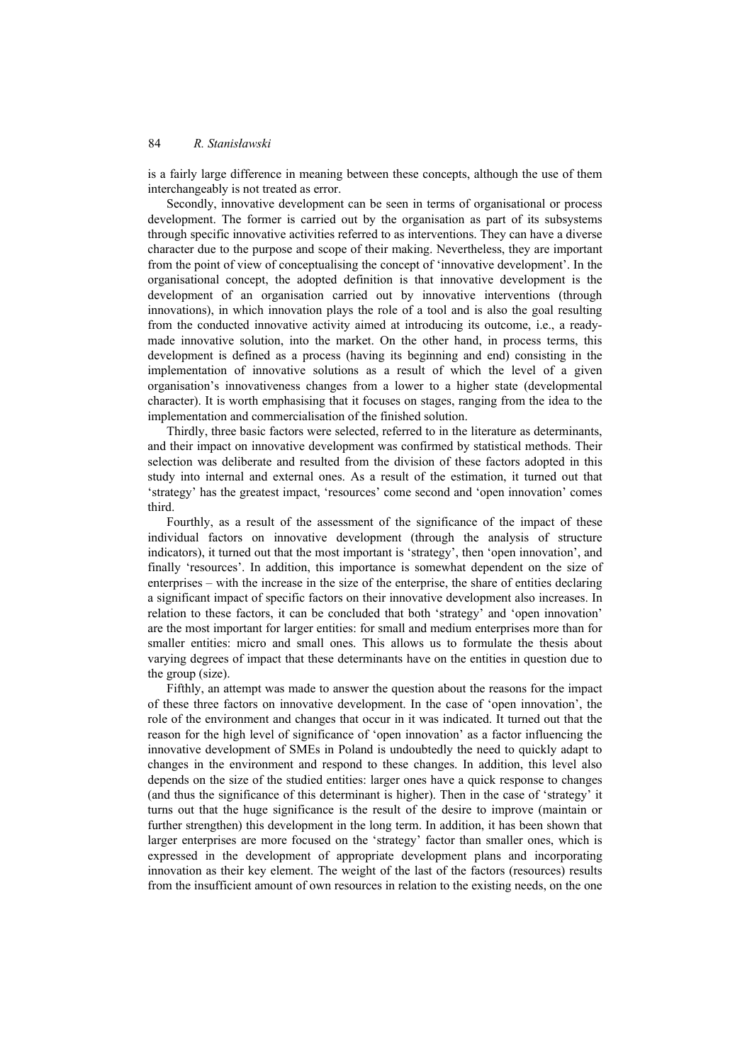is a fairly large difference in meaning between these concepts, although the use of them interchangeably is not treated as error.

Secondly, innovative development can be seen in terms of organisational or process development. The former is carried out by the organisation as part of its subsystems through specific innovative activities referred to as interventions. They can have a diverse character due to the purpose and scope of their making. Nevertheless, they are important from the point of view of conceptualising the concept of 'innovative development'. In the organisational concept, the adopted definition is that innovative development is the development of an organisation carried out by innovative interventions (through innovations), in which innovation plays the role of a tool and is also the goal resulting from the conducted innovative activity aimed at introducing its outcome, i.e., a ready-made innovative solution, into the market. On the other hand, in process terms, this development is defined as a process (having its beginning and end) consisting in the implementation of innovative solutions as a result of which the level of a given organisation's innovativeness changes from a lower to a higher state (developmental character). It is worth emphasising that it focuses on stages, ranging from the idea to the implementation and commercialisation of the finished solution.

Thirdly, three basic factors were selected, referred to in the literature as determinants, and their impact on innovative development was confirmed by statistical methods. Their selection was deliberate and resulted from the division of these factors adopted in this study into internal and external ones. As a result of the estimation, it turned out that 'strategy' has the greatest impact, 'resources' come second and 'open innovation' comes third.

Fourthly, as a result of the assessment of the significance of the impact of these individual factors on innovative development (through the analysis of structure indicators), it turned out that the most important is 'strategy', then 'open innovation', and finally 'resources'. In addition, this importance is somewhat dependent on the size of enterprises – with the increase in the size of the enterprise, the share of entities declaring a significant impact of specific factors on their innovative development also increases. In relation to these factors, it can be concluded that both 'strategy' and 'open innovation' are the most important for larger entities: for small and medium enterprises more than for smaller entities: micro and small ones. This allows us to formulate the thesis about varying degrees of impact that these determinants have on the entities in question due to the group (size).

Fifthly, an attempt was made to answer the question about the reasons for the impact of these three factors on innovative development. In the case of 'open innovation', the role of the environment and changes that occur in it was indicated. It turned out that the reason for the high level of significance of 'open innovation' as a factor influencing the innovative development of SMEs in Poland is undoubtedly the need to quickly adapt to changes in the environment and respond to these changes. In addition, this level also depends on the size of the studied entities: larger ones have a quick response to changes (and thus the significance of this determinant is higher). Then in the case of 'strategy' it turns out that the huge significance is the result of the desire to improve (maintain or further strengthen) this development in the long term. In addition, it has been shown that larger enterprises are more focused on the 'strategy' factor than smaller ones, which is expressed in the development of appropriate development plans and incorporating innovation as their key element. The weight of the last of the factors (resources) results from the insufficient amount of own resources in relation to the existing needs, on the one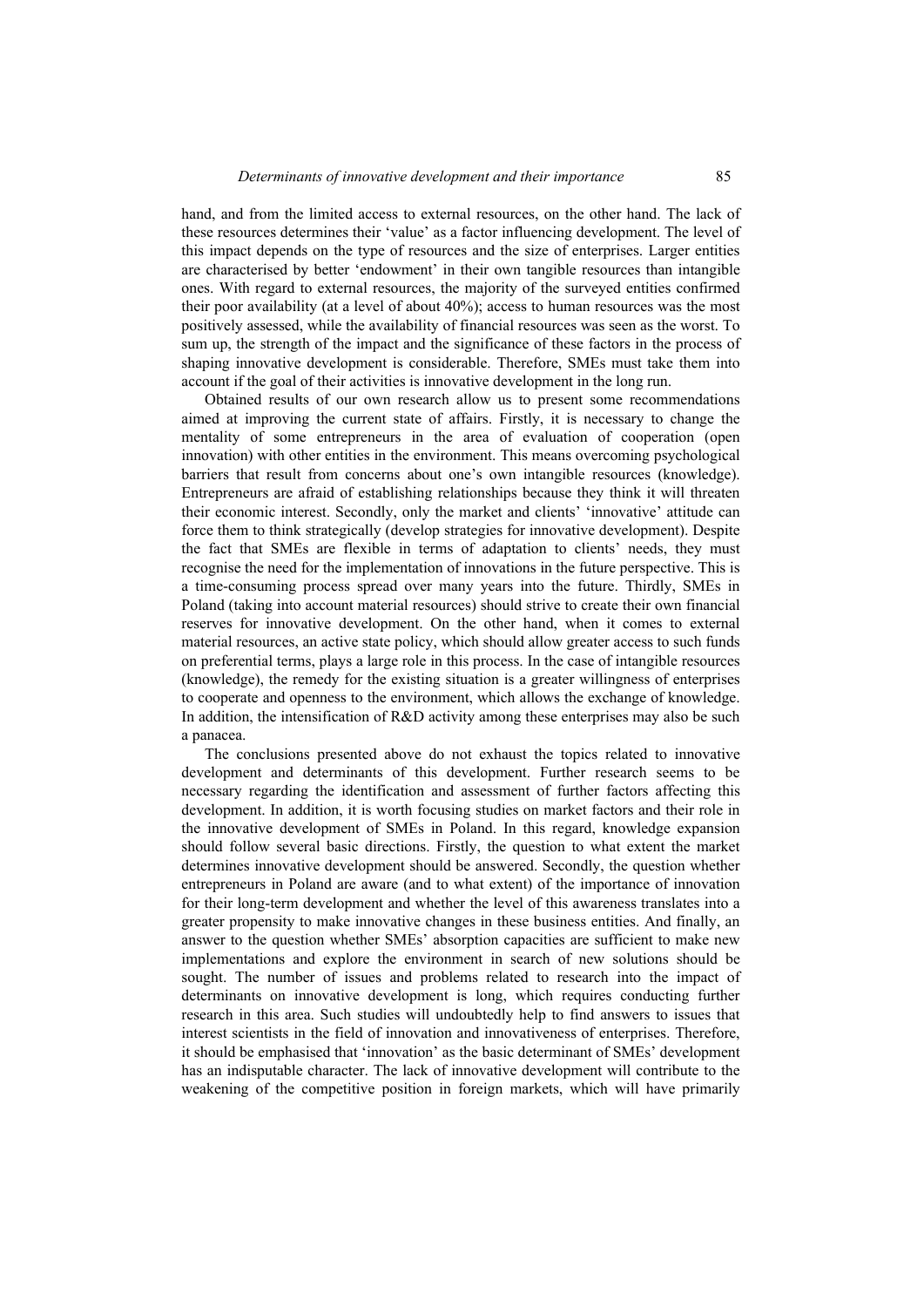hand, and from the limited access to external resources, on the other hand. The lack of these resources determines their 'value' as a factor influencing development. The level of this impact depends on the type of resources and the size of enterprises. Larger entities are characterised by better 'endowment' in their own tangible resources than intangible ones. With regard to external resources, the majority of the surveyed entities confirmed their poor availability (at a level of about 40%); access to human resources was the most positively assessed, while the availability of financial resources was seen as the worst. To sum up, the strength of the impact and the significance of these factors in the process of shaping innovative development is considerable. Therefore, SMEs must take them into account if the goal of their activities is innovative development in the long run.

Obtained results of our own research allow us to present some recommendations aimed at improving the current state of affairs. Firstly, it is necessary to change the mentality of some entrepreneurs in the area of evaluation of cooperation (open innovation) with other entities in the environment. This means overcoming psychological barriers that result from concerns about one's own intangible resources (knowledge). Entrepreneurs are afraid of establishing relationships because they think it will threaten their economic interest. Secondly, only the market and clients' 'innovative' attitude can force them to think strategically (develop strategies for innovative development). Despite the fact that SMEs are flexible in terms of adaptation to clients' needs, they must recognise the need for the implementation of innovations in the future perspective. This is a time-consuming process spread over many years into the future. Thirdly, SMEs in Poland (taking into account material resources) should strive to create their own financial reserves for innovative development. On the other hand, when it comes to external material resources, an active state policy, which should allow greater access to such funds on preferential terms, plays a large role in this process. In the case of intangible resources (knowledge), the remedy for the existing situation is a greater willingness of enterprises to cooperate and openness to the environment, which allows the exchange of knowledge. In addition, the intensification of R&D activity among these enterprises may also be such a panacea.

The conclusions presented above do not exhaust the topics related to innovative development and determinants of this development. Further research seems to be necessary regarding the identification and assessment of further factors affecting this development. In addition, it is worth focusing studies on market factors and their role in the innovative development of SMEs in Poland. In this regard, knowledge expansion should follow several basic directions. Firstly, the question to what extent the market determines innovative development should be answered. Secondly, the question whether entrepreneurs in Poland are aware (and to what extent) of the importance of innovation for their long-term development and whether the level of this awareness translates into a greater propensity to make innovative changes in these business entities. And finally, an answer to the question whether SMEs' absorption capacities are sufficient to make new implementations and explore the environment in search of new solutions should be sought. The number of issues and problems related to research into the impact of determinants on innovative development is long, which requires conducting further research in this area. Such studies will undoubtedly help to find answers to issues that interest scientists in the field of innovation and innovativeness of enterprises. Therefore, it should be emphasised that 'innovation' as the basic determinant of SMEs' development has an indisputable character. The lack of innovative development will contribute to the weakening of the competitive position in foreign markets, which will have primarily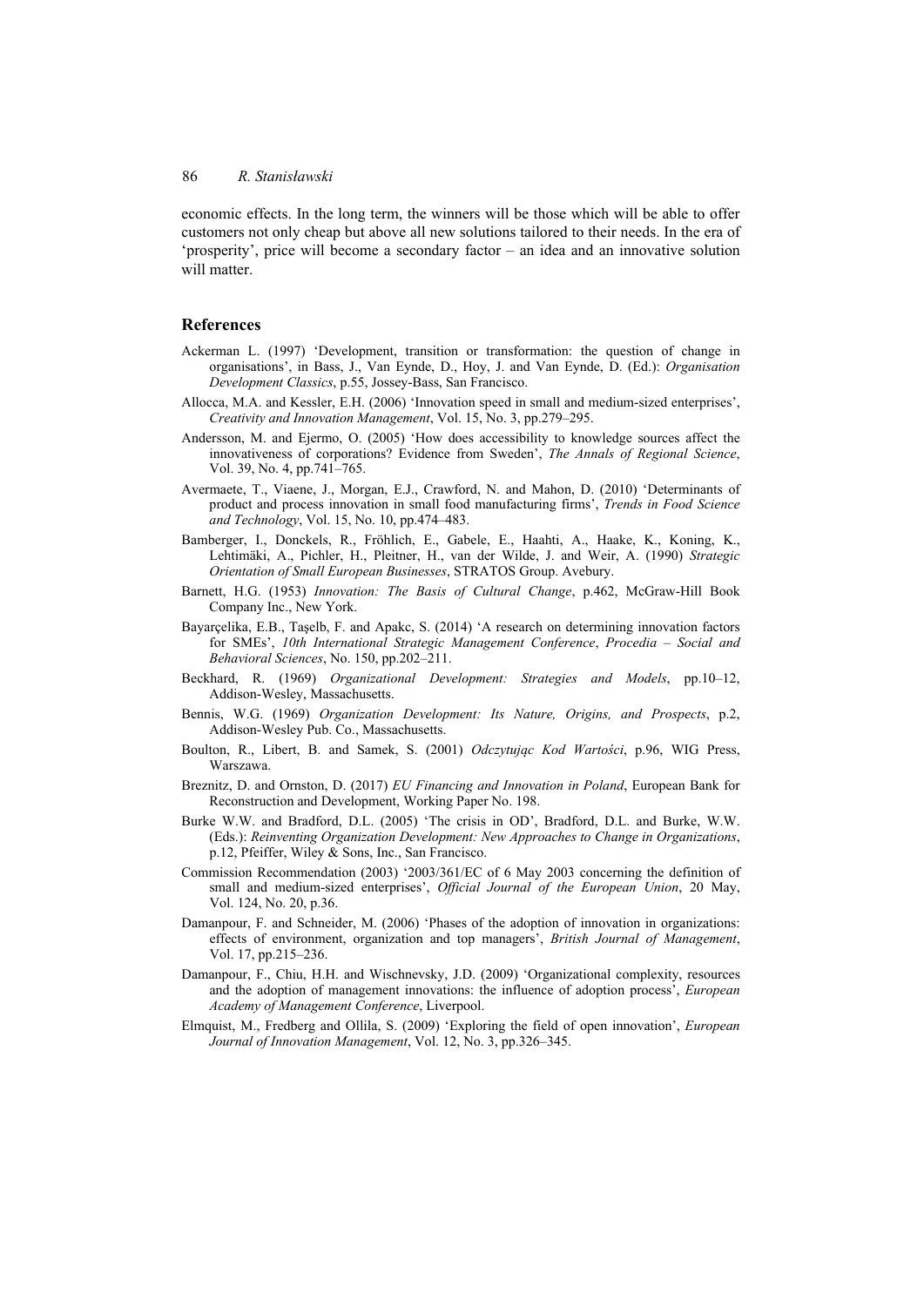economic effects. In the long term, the winners will be those which will be able to offer customers not only cheap but above all new solutions tailored to their needs. In the era of 'prosperity', price will become a secondary factor – an idea and an innovative solution will matter.

## References

Ackerman L. (1997) 'Development, transition or transformation: the question of change in organisations', in Bass, J., Van Eynde, D., Hoy, J. and Van Eynde, D. (Ed.): *Organisation Development Classics*, p.55, Jossey-Bass, San Francisco.

Allocca, M.A. and Kessler, E.H. (2006) 'Innovation speed in small and medium-sized enterprises', *Creativity and Innovation Management*, Vol. 15, No. 3, pp.279–295.

Andersson, M. and Ejermo, O. (2005) 'How does accessibility to knowledge sources affect the innovativeness of corporations? Evidence from Sweden', *The Annals of Regional Science*, Vol. 39, No. 4, pp.741–765.

Avermaete, T., Viaene, J., Morgan, E.J., Crawford, N. and Mahon, D. (2010) 'Determinants of product and process innovation in small food manufacturing firms', *Trends in Food Science and Technology*, Vol. 15, No. 10, pp.474–483.

Bamberger, I., Donckels, R., Fröhlich, E., Gabele, E., Haahti, A., Haake, K., Koning, K., Lehtimäki, A., Pichler, H., Pleitner, H., van der Wilde, J. and Weir, A. (1990) *Strategic Orientation of Small European Businesses*, STRATOS Group. Avebury.

Barnett, H.G. (1953) *Innovation: The Basis of Cultural Change*, p.462, McGraw-Hill Book Company Inc., New York.

Bayarçelika, E.B., Taşelb, F. and Apakc, S. (2014) 'A research on determining innovation factors for SMEs', *10th International Strategic Management Conference*, *Procedia – Social and Behavioral Sciences*, No. 150, pp.202–211.

Beckhard, R. (1969) *Organizational Development: Strategies and Models*, pp.10–12, Addison-Wesley, Massachusetts.

Bennis, W.G. (1969) *Organization Development: Its Nature, Origins, and Prospects*, p.2, Addison-Wesley Pub. Co., Massachusetts.

Boulton, R., Libert, B. and Samek, S. (2001) *Odczytując Kod Wartości*, p.96, WIG Press, Warszawa.

Breznitz, D. and Ornston, D. (2017) *EU Financing and Innovation in Poland*, European Bank for Reconstruction and Development, Working Paper No. 198.

Burke W.W. and Bradford, D.L. (2005) 'The crisis in OD', Bradford, D.L. and Burke, W.W. (Eds.): *Reinventing Organization Development: New Approaches to Change in Organizations*, p.12, Pfeiffer, Wiley & Sons, Inc., San Francisco.

Commission Recommendation (2003) '2003/361/EC of 6 May 2003 concerning the definition of small and medium-sized enterprises', *Official Journal of the European Union*, 20 May, Vol. 124, No. 20, p.36.

Damanpour, F. and Schneider, M. (2006) 'Phases of the adoption of innovation in organizations: effects of environment, organization and top managers', *British Journal of Management*, Vol. 17, pp.215–236.

Damanpour, F., Chiu, H.H. and Wischnevsky, J.D. (2009) 'Organizational complexity, resources and the adoption of management innovations: the influence of adoption process', *European Academy of Management Conference*, Liverpool.

Elmquist, M., Fredberg and Ollila, S. (2009) 'Exploring the field of open innovation', *European Journal of Innovation Management*, Vol. 12, No. 3, pp.326–345.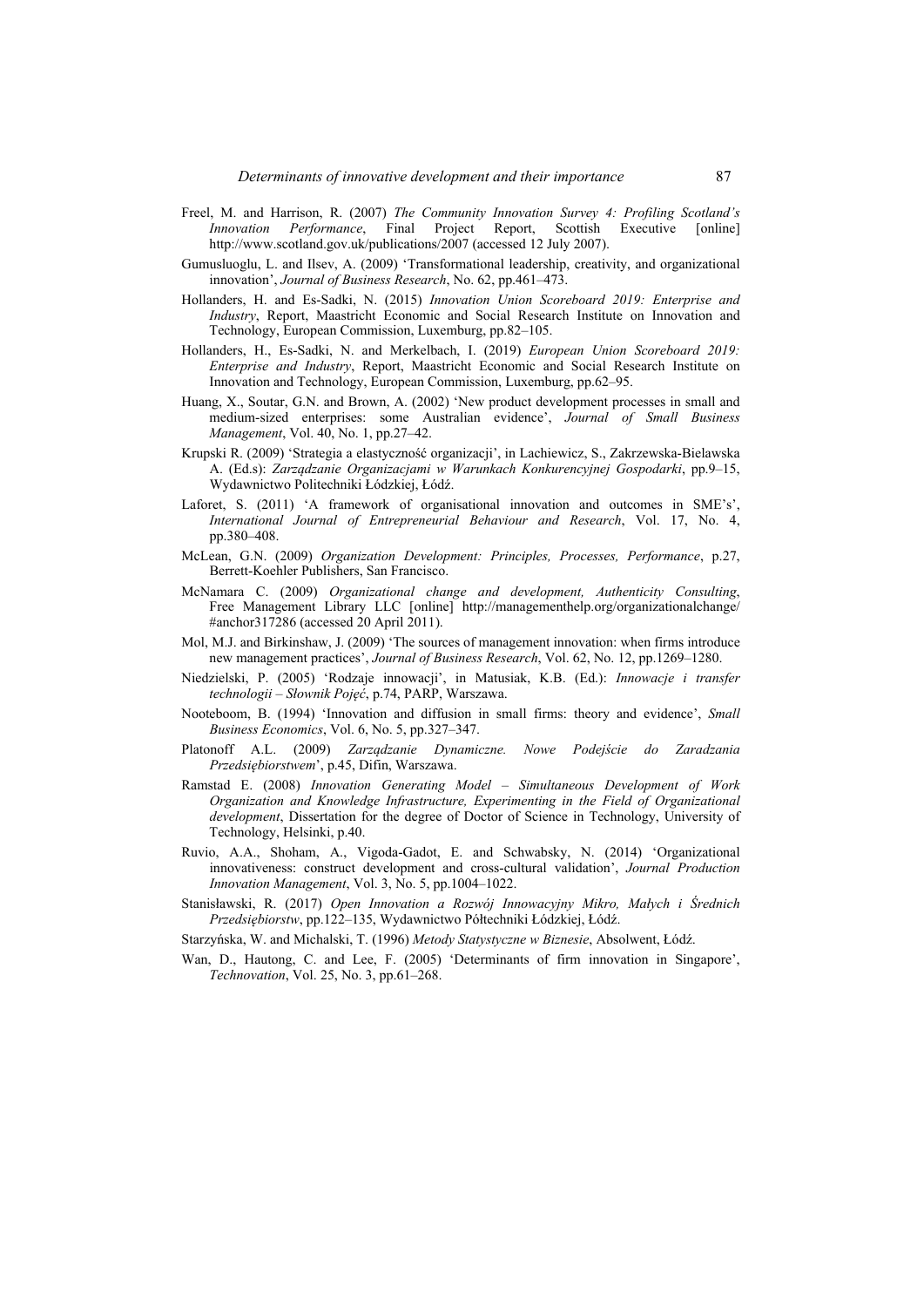Freel, M. and Harrison, R. (2007) *The Community Innovation Survey 4: Profiling Scotland's Innovation Performance*, Final Project Report, Scottish Executive [online] http://www.scotland.gov.uk/publications/2007 (accessed 12 July 2007).

Gumusluoglu, L. and Ilsev, A. (2009) 'Transformational leadership, creativity, and organizational innovation', *Journal of Business Research*, No. 62, pp.461–473.

Hollanders, H. and Es-Sadki, N. (2015) *Innovation Union Scoreboard 2019: Enterprise and Industry*, Report, Maastricht Economic and Social Research Institute on Innovation and Technology, European Commission, Luxemburg, pp.82–105.

Hollanders, H., Es-Sadki, N. and Merkelbach, I. (2019) *European Union Scoreboard 2019: Enterprise and Industry*, Report, Maastricht Economic and Social Research Institute on Innovation and Technology, European Commission, Luxemburg, pp.62–95.

Huang, X., Soutar, G.N. and Brown, A. (2002) 'New product development processes in small and medium-sized enterprises: some Australian evidence', *Journal of Small Business Management*, Vol. 40, No. 1, pp.27–42.

Krupski R. (2009) 'Strategia a elastyczność organizacji', in Lachiewicz, S., Zakrzewska-Bielawska A. (Ed.s): *Zarządzanie Organizacjami w Warunkach Konkurencyjnej Gospodarki*, pp.9–15, Wydawnictwo Politechniki Łódzkiej, Łódź.

Laforet, S. (2011) 'A framework of organisational innovation and outcomes in SME's', *International Journal of Entrepreneurial Behaviour and Research*, Vol. 17, No. 4, pp.380–408.

McLean, G.N. (2009) *Organization Development: Principles, Processes, Performance*, p.27, Berrett-Koehler Publishers, San Francisco.

McNamara C. (2009) *Organizational change and development, Authenticity Consulting*, Free Management Library LLC [online] http://managementhelp.org/organizationalchange/#anchor317286 (accessed 20 April 2011).

Mol, M.J. and Birkinshaw, J. (2009) 'The sources of management innovation: when firms introduce new management practices', *Journal of Business Research*, Vol. 62, No. 12, pp.1269–1280.

Niedzielski, P. (2005) 'Rodzaje innowacji', in Matusiak, K.B. (Ed.): *Innowacje i transfer technologii – Słownik Pojęć*, p.74, PARP, Warszawa.

Nooteboom, B. (1994) 'Innovation and diffusion in small firms: theory and evidence', *Small Business Economics*, Vol. 6, No. 5, pp.327–347.

Platonoff A.L. (2009) *Zarządzanie Dynamiczne. Nowe Podejście do Zaradzania Przedsiębiorstwem*', p.45, Difin, Warszawa.

Ramstad E. (2008) *Innovation Generating Model – Simultaneous Development of Work Organization and Knowledge Infrastructure, Experimenting in the Field of Organizational development*, Dissertation for the degree of Doctor of Science in Technology, University of Technology, Helsinki, p.40.

Ruvio, A.A., Shoham, A., Vigoda-Gadot, E. and Schwabsky, N. (2014) 'Organizational innovativeness: construct development and cross-cultural validation', *Journal Production Innovation Management*, Vol. 3, No. 5, pp.1004–1022.

Stanisławski, R. (2017) *Open Innovation a Rozwój Innowacyjny Mikro, Małych i Średnich Przedsiębiorstw*, pp.122–135, Wydawnictwo Półtechniki Łódzkiej, Łódź.

Starzyńska, W. and Michalski, T. (1996) *Metody Statystyczne w Biznesie*, Absolwent, Łódź.

Wan, D., Hautong, C. and Lee, F. (2005) 'Determinants of firm innovation in Singapore', *Technovation*, Vol. 25, No. 3, pp.61–268.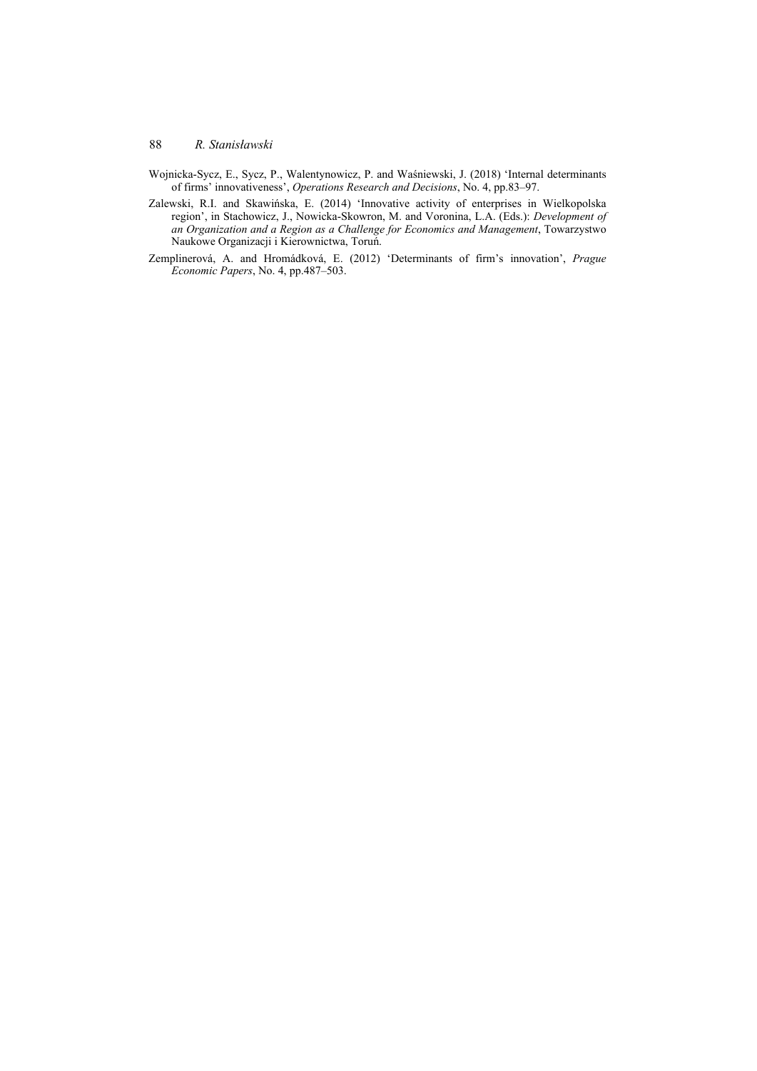Wojnicka-Sycz, E., Sycz, P., Walentynowicz, P. and Waśniewski, J. (2018) 'Internal determinants of firms' innovativeness', *Operations Research and Decisions*, No. 4, pp.83–97.

Zalewski, R.I. and Skawińska, E. (2014) 'Innovative activity of enterprises in Wielkopolska region', in Stachowicz, J., Nowicka-Skowron, M. and Voronina, L.A. (Eds.): *Development of an Organization and a Region as a Challenge for Economics and Management*, Towarzystwo Naukowe Organizacji i Kierownictwa, Toruń.

Zemplinerová, A. and Hromádková, E. (2012) 'Determinants of firm's innovation', *Prague Economic Papers*, No. 4, pp.487–503.